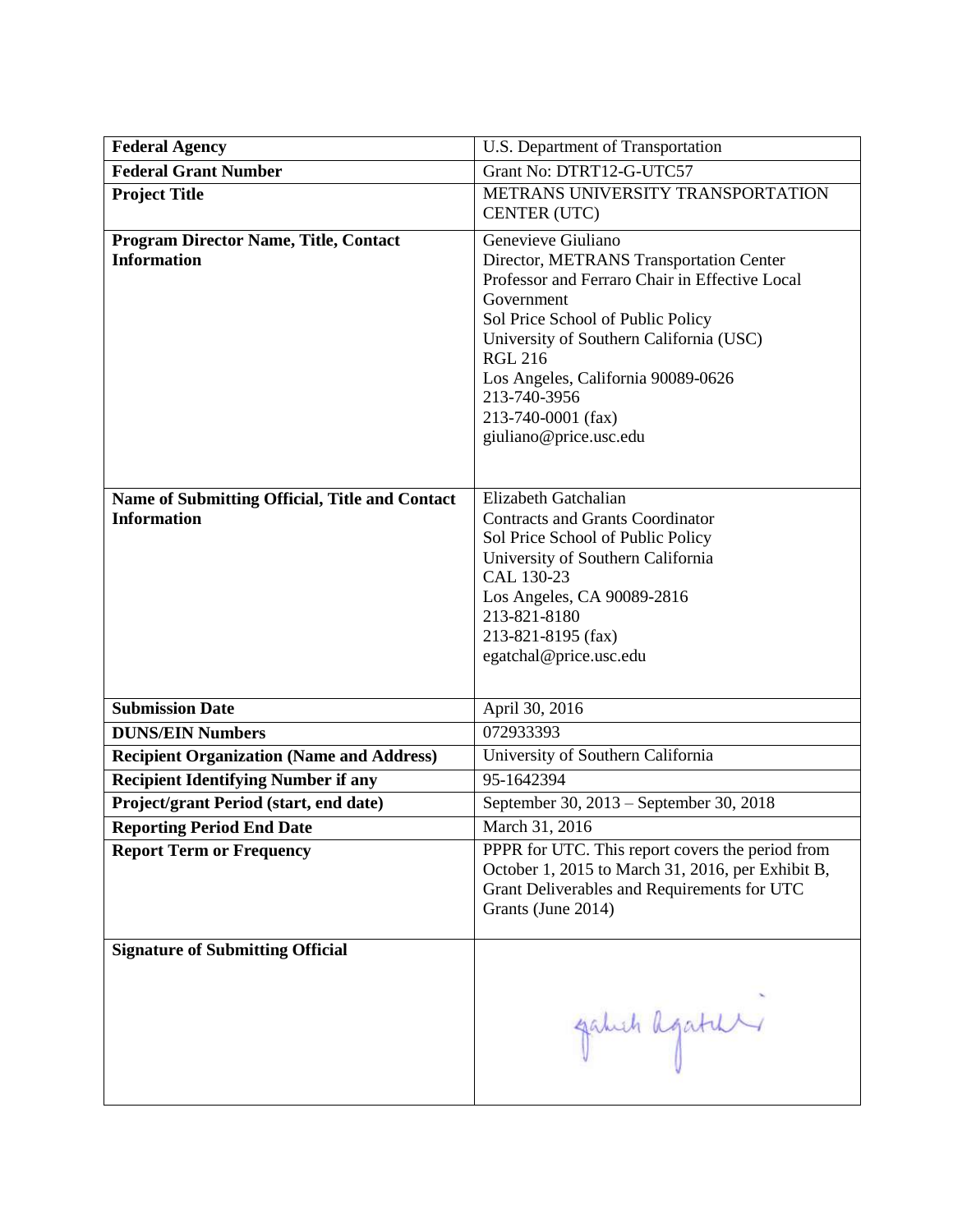| **Federal Agency** | U.S. Department of Transportation |
|---|---|
| **Federal Grant Number** | Grant No: DTRT12-G-UTC57 |
| **Project Title** | METRANS UNIVERSITY TRANSPORTATION CENTER (UTC) |
| **Program Director Name, Title, Contact Information** | Genevieve Giuliano<br>Director, METRANS Transportation Center<br>Professor and Ferraro Chair in Effective Local Government<br>Sol Price School of Public Policy<br>University of Southern California (USC)<br>RGL 216<br>Los Angeles, California 90089-0626<br>213-740-3956<br>213-740-0001 (fax)<br>giuliano@price.usc.edu |
| **Name of Submitting Official, Title and Contact Information** | Elizabeth Gatchalian<br>Contracts and Grants Coordinator<br>Sol Price School of Public Policy<br>University of Southern California<br>CAL 130-23<br>Los Angeles, CA 90089-2816<br>213-821-8180<br>213-821-8195 (fax)<br>egatchal@price.usc.edu |
| **Submission Date** | April 30, 2016 |
| **DUNS/EIN Numbers** | 072933393 |
| **Recipient Organization (Name and Address)** | University of Southern California |
| **Recipient Identifying Number if any** | 95-1642394 |
| **Project/grant Period (start, end date)** | September 30, 2013 – September 30, 2018 |
| **Reporting Period End Date** | March 31, 2016 |
| **Report Term or Frequency** | PPPR for UTC. This report covers the period from October 1, 2015 to March 31, 2016, per Exhibit B, Grant Deliverables and Requirements for UTC Grants (June 2014) |
| **Signature of Submitting Official** | |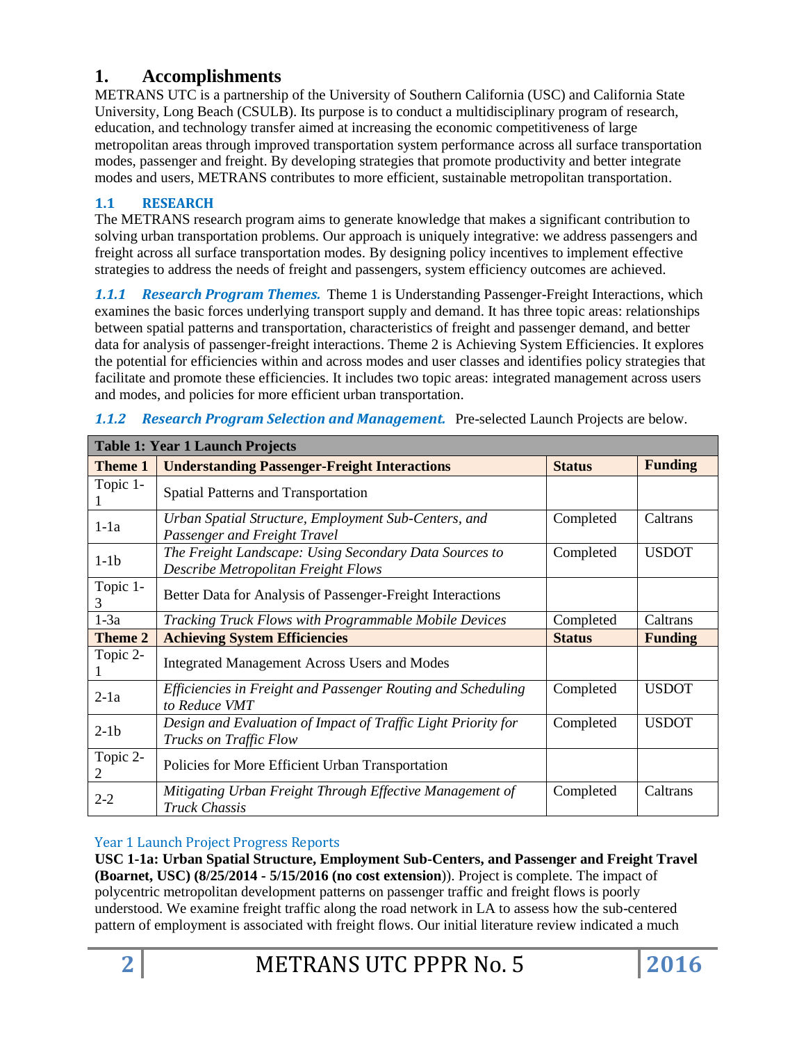# 1. Accomplishments

METRANS UTC is a partnership of the University of Southern California (USC) and California State University, Long Beach (CSULB). Its purpose is to conduct a multidisciplinary program of research, education, and technology transfer aimed at increasing the economic competitiveness of large metropolitan areas through improved transportation system performance across all surface transportation modes, passenger and freight. By developing strategies that promote productivity and better integrate modes and users, METRANS contributes to more efficient, sustainable metropolitan transportation.

## 1.1 RESEARCH

The METRANS research program aims to generate knowledge that makes a significant contribution to solving urban transportation problems. Our approach is uniquely integrative: we address passengers and freight across all surface transportation modes. By designing policy incentives to implement effective strategies to address the needs of freight and passengers, system efficiency outcomes are achieved.

***1.1.1 Research Program Themes.*** Theme 1 is Understanding Passenger-Freight Interactions, which examines the basic forces underlying transport supply and demand. It has three topic areas: relationships between spatial patterns and transportation, characteristics of freight and passenger demand, and better data for analysis of passenger-freight interactions. Theme 2 is Achieving System Efficiencies. It explores the potential for efficiencies within and across modes and user classes and identifies policy strategies that facilitate and promote these efficiencies. It includes two topic areas: integrated management across users and modes, and policies for more efficient urban transportation.

***1.1.2 Research Program Selection and Management.*** Pre-selected Launch Projects are below.

| **Table 1: Year 1 Launch Projects** | | | |
|---|---|---|---|
| **Theme 1** | **Understanding Passenger-Freight Interactions** | **Status** | **Funding** |
| Topic 1-1 | Spatial Patterns and Transportation | | |
| 1-1a | *Urban Spatial Structure, Employment Sub-Centers, and Passenger and Freight Travel* | Completed | Caltrans |
| 1-1b | *The Freight Landscape: Using Secondary Data Sources to Describe Metropolitan Freight Flows* | Completed | USDOT |
| Topic 1-3 | Better Data for Analysis of Passenger-Freight Interactions | | |
| 1-3a | *Tracking Truck Flows with Programmable Mobile Devices* | Completed | Caltrans |
| **Theme 2** | **Achieving System Efficiencies** | **Status** | **Funding** |
| Topic 2-1 | Integrated Management Across Users and Modes | | |
| 2-1a | *Efficiencies in Freight and Passenger Routing and Scheduling to Reduce VMT* | Completed | USDOT |
| 2-1b | *Design and Evaluation of Impact of Traffic Light Priority for Trucks on Traffic Flow* | Completed | USDOT |
| Topic 2-2 | Policies for More Efficient Urban Transportation | | |
| 2-2 | *Mitigating Urban Freight Through Effective Management of Truck Chassis* | Completed | Caltrans |

### Year 1 Launch Project Progress Reports

**USC 1-1a: Urban Spatial Structure, Employment Sub-Centers, and Passenger and Freight Travel (Boarnet, USC) (8/25/2014 - 5/15/2016 (no cost extension)**). Project is complete. The impact of polycentric metropolitan development patterns on passenger traffic and freight flows is poorly understood. We examine freight traffic along the road network in LA to assess how the sub-centered pattern of employment is associated with freight flows. Our initial literature review indicated a much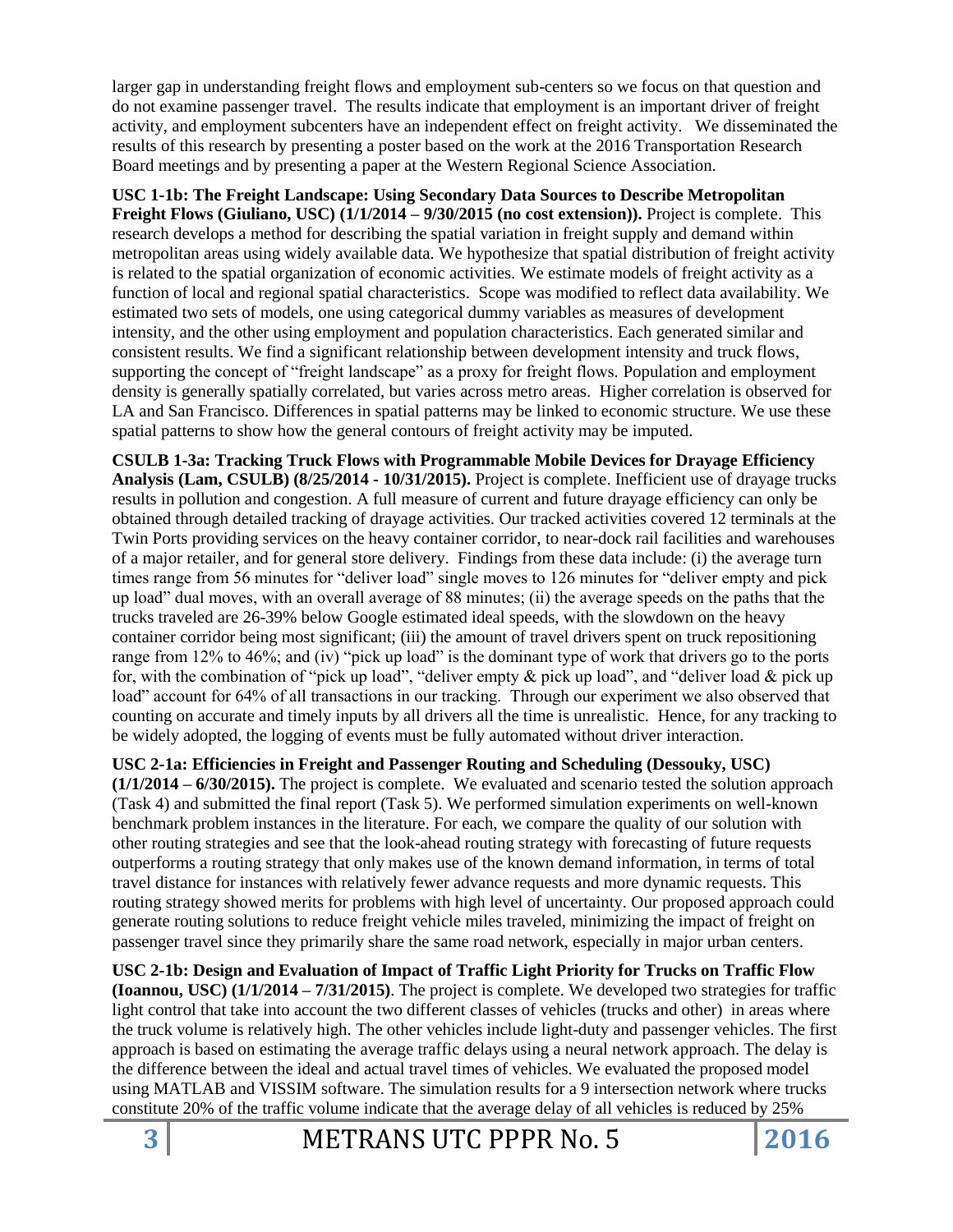larger gap in understanding freight flows and employment sub-centers so we focus on that question and do not examine passenger travel. The results indicate that employment is an important driver of freight activity, and employment subcenters have an independent effect on freight activity. We disseminated the results of this research by presenting a poster based on the work at the 2016 Transportation Research Board meetings and by presenting a paper at the Western Regional Science Association.

**USC 1-1b: The Freight Landscape: Using Secondary Data Sources to Describe Metropolitan Freight Flows (Giuliano, USC) (1/1/2014 – 9/30/2015 (no cost extension)).** Project is complete. This research develops a method for describing the spatial variation in freight supply and demand within metropolitan areas using widely available data. We hypothesize that spatial distribution of freight activity is related to the spatial organization of economic activities. We estimate models of freight activity as a function of local and regional spatial characteristics. Scope was modified to reflect data availability. We estimated two sets of models, one using categorical dummy variables as measures of development intensity, and the other using employment and population characteristics. Each generated similar and consistent results. We find a significant relationship between development intensity and truck flows, supporting the concept of "freight landscape" as a proxy for freight flows. Population and employment density is generally spatially correlated, but varies across metro areas. Higher correlation is observed for LA and San Francisco. Differences in spatial patterns may be linked to economic structure. We use these spatial patterns to show how the general contours of freight activity may be imputed.

**CSULB 1-3a: Tracking Truck Flows with Programmable Mobile Devices for Drayage Efficiency Analysis (Lam, CSULB) (8/25/2014 - 10/31/2015).** Project is complete. Inefficient use of drayage trucks results in pollution and congestion. A full measure of current and future drayage efficiency can only be obtained through detailed tracking of drayage activities. Our tracked activities covered 12 terminals at the Twin Ports providing services on the heavy container corridor, to near-dock rail facilities and warehouses of a major retailer, and for general store delivery. Findings from these data include: (i) the average turn times range from 56 minutes for "deliver load" single moves to 126 minutes for "deliver empty and pick up load" dual moves, with an overall average of 88 minutes; (ii) the average speeds on the paths that the trucks traveled are 26-39% below Google estimated ideal speeds, with the slowdown on the heavy container corridor being most significant; (iii) the amount of travel drivers spent on truck repositioning range from 12% to 46%; and (iv) "pick up load" is the dominant type of work that drivers go to the ports for, with the combination of "pick up load", "deliver empty & pick up load", and "deliver load & pick up load" account for 64% of all transactions in our tracking. Through our experiment we also observed that counting on accurate and timely inputs by all drivers all the time is unrealistic. Hence, for any tracking to be widely adopted, the logging of events must be fully automated without driver interaction.

**USC 2-1a: Efficiencies in Freight and Passenger Routing and Scheduling (Dessouky, USC) (1/1/2014 – 6/30/2015).** The project is complete. We evaluated and scenario tested the solution approach (Task 4) and submitted the final report (Task 5). We performed simulation experiments on well-known benchmark problem instances in the literature. For each, we compare the quality of our solution with other routing strategies and see that the look-ahead routing strategy with forecasting of future requests outperforms a routing strategy that only makes use of the known demand information, in terms of total travel distance for instances with relatively fewer advance requests and more dynamic requests. This routing strategy showed merits for problems with high level of uncertainty. Our proposed approach could generate routing solutions to reduce freight vehicle miles traveled, minimizing the impact of freight on passenger travel since they primarily share the same road network, especially in major urban centers.

**USC 2-1b: Design and Evaluation of Impact of Traffic Light Priority for Trucks on Traffic Flow (Ioannou, USC) (1/1/2014 – 7/31/2015)**. The project is complete. We developed two strategies for traffic light control that take into account the two different classes of vehicles (trucks and other) in areas where the truck volume is relatively high. The other vehicles include light-duty and passenger vehicles. The first approach is based on estimating the average traffic delays using a neural network approach. The delay is the difference between the ideal and actual travel times of vehicles. We evaluated the proposed model using MATLAB and VISSIM software. The simulation results for a 9 intersection network where trucks constitute 20% of the traffic volume indicate that the average delay of all vehicles is reduced by 25%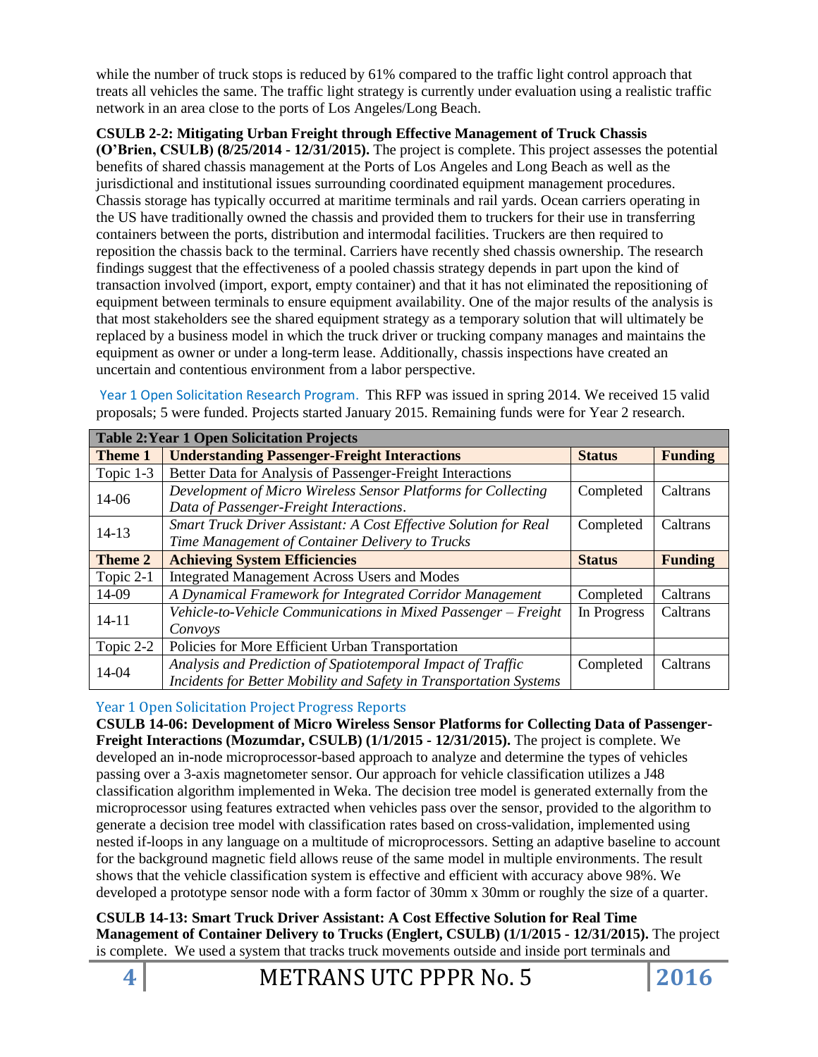while the number of truck stops is reduced by 61% compared to the traffic light control approach that treats all vehicles the same. The traffic light strategy is currently under evaluation using a realistic traffic network in an area close to the ports of Los Angeles/Long Beach.

**CSULB 2-2: Mitigating Urban Freight through Effective Management of Truck Chassis (O'Brien, CSULB) (8/25/2014 - 12/31/2015).** The project is complete. This project assesses the potential benefits of shared chassis management at the Ports of Los Angeles and Long Beach as well as the jurisdictional and institutional issues surrounding coordinated equipment management procedures. Chassis storage has typically occurred at maritime terminals and rail yards. Ocean carriers operating in the US have traditionally owned the chassis and provided them to truckers for their use in transferring containers between the ports, distribution and intermodal facilities. Truckers are then required to reposition the chassis back to the terminal. Carriers have recently shed chassis ownership. The research findings suggest that the effectiveness of a pooled chassis strategy depends in part upon the kind of transaction involved (import, export, empty container) and that it has not eliminated the repositioning of equipment between terminals to ensure equipment availability. One of the major results of the analysis is that most stakeholders see the shared equipment strategy as a temporary solution that will ultimately be replaced by a business model in which the truck driver or trucking company manages and maintains the equipment as owner or under a long-term lease. Additionally, chassis inspections have created an uncertain and contentious environment from a labor perspective.

### Year 1 Open Solicitation Research Program.

This RFP was issued in spring 2014. We received 15 valid proposals; 5 were funded. Projects started January 2015. Remaining funds were for Year 2 research.

| **Table 2: Year 1 Open Solicitation Projects** | | | |
|---|---|---|---|
| **Theme 1** | **Understanding Passenger-Freight Interactions** | **Status** | **Funding** |
| Topic 1-3 | Better Data for Analysis of Passenger-Freight Interactions | | |
| 14-06 | *Development of Micro Wireless Sensor Platforms for Collecting Data of Passenger-Freight Interactions*. | Completed | Caltrans |
| 14-13 | *Smart Truck Driver Assistant: A Cost Effective Solution for Real Time Management of Container Delivery to Trucks* | Completed | Caltrans |
| **Theme 2** | **Achieving System Efficiencies** | **Status** | **Funding** |
| Topic 2-1 | Integrated Management Across Users and Modes | | |
| 14-09 | *A Dynamical Framework for Integrated Corridor Management* | Completed | Caltrans |
| 14-11 | *Vehicle-to-Vehicle Communications in Mixed Passenger – Freight Convoys* | In Progress | Caltrans |
| Topic 2-2 | Policies for More Efficient Urban Transportation | | |
| 14-04 | *Analysis and Prediction of Spatiotemporal Impact of Traffic Incidents for Better Mobility and Safety in Transportation Systems* | Completed | Caltrans |

### Year 1 Open Solicitation Project Progress Reports

**CSULB 14-06: Development of Micro Wireless Sensor Platforms for Collecting Data of Passenger-Freight Interactions (Mozumdar, CSULB) (1/1/2015 - 12/31/2015).** The project is complete. We developed an in-node microprocessor-based approach to analyze and determine the types of vehicles passing over a 3-axis magnetometer sensor. Our approach for vehicle classification utilizes a J48 classification algorithm implemented in Weka. The decision tree model is generated externally from the microprocessor using features extracted when vehicles pass over the sensor, provided to the algorithm to generate a decision tree model with classification rates based on cross-validation, implemented using nested if-loops in any language on a multitude of microprocessors. Setting an adaptive baseline to account for the background magnetic field allows reuse of the same model in multiple environments. The result shows that the vehicle classification system is effective and efficient with accuracy above 98%. We developed a prototype sensor node with a form factor of 30mm x 30mm or roughly the size of a quarter.

**CSULB 14-13: Smart Truck Driver Assistant: A Cost Effective Solution for Real Time Management of Container Delivery to Trucks (Englert, CSULB) (1/1/2015 - 12/31/2015).** The project is complete. We used a system that tracks truck movements outside and inside port terminals and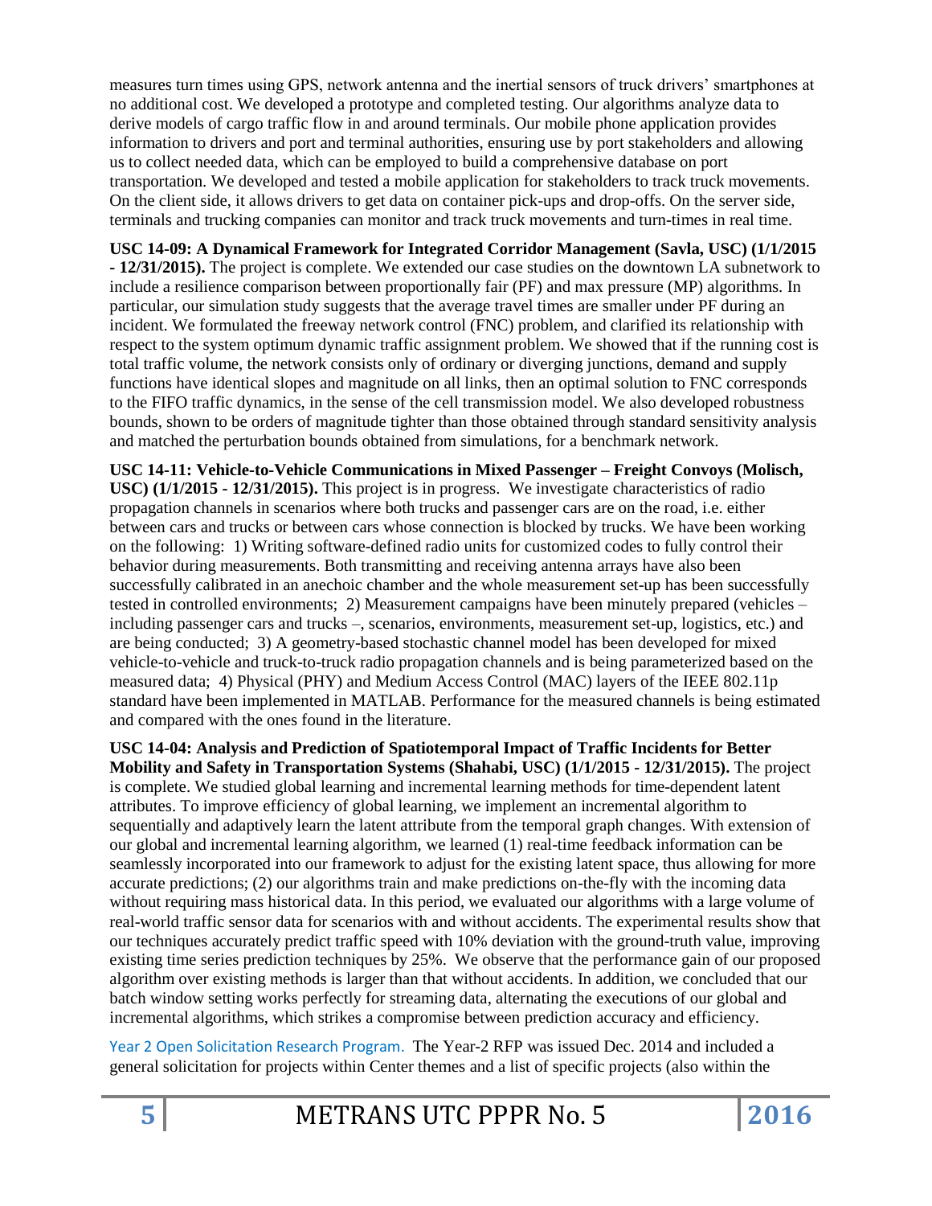measures turn times using GPS, network antenna and the inertial sensors of truck drivers' smartphones at no additional cost. We developed a prototype and completed testing. Our algorithms analyze data to derive models of cargo traffic flow in and around terminals. Our mobile phone application provides information to drivers and port and terminal authorities, ensuring use by port stakeholders and allowing us to collect needed data, which can be employed to build a comprehensive database on port transportation. We developed and tested a mobile application for stakeholders to track truck movements. On the client side, it allows drivers to get data on container pick-ups and drop-offs. On the server side, terminals and trucking companies can monitor and track truck movements and turn-times in real time.

**USC 14-09: A Dynamical Framework for Integrated Corridor Management (Savla, USC) (1/1/2015 - 12/31/2015).** The project is complete. We extended our case studies on the downtown LA subnetwork to include a resilience comparison between proportionally fair (PF) and max pressure (MP) algorithms. In particular, our simulation study suggests that the average travel times are smaller under PF during an incident. We formulated the freeway network control (FNC) problem, and clarified its relationship with respect to the system optimum dynamic traffic assignment problem. We showed that if the running cost is total traffic volume, the network consists only of ordinary or diverging junctions, demand and supply functions have identical slopes and magnitude on all links, then an optimal solution to FNC corresponds to the FIFO traffic dynamics, in the sense of the cell transmission model. We also developed robustness bounds, shown to be orders of magnitude tighter than those obtained through standard sensitivity analysis and matched the perturbation bounds obtained from simulations, for a benchmark network.

**USC 14-11: Vehicle-to-Vehicle Communications in Mixed Passenger – Freight Convoys (Molisch, USC) (1/1/2015 - 12/31/2015).** This project is in progress. We investigate characteristics of radio propagation channels in scenarios where both trucks and passenger cars are on the road, i.e. either between cars and trucks or between cars whose connection is blocked by trucks. We have been working on the following: 1) Writing software-defined radio units for customized codes to fully control their behavior during measurements. Both transmitting and receiving antenna arrays have also been successfully calibrated in an anechoic chamber and the whole measurement set-up has been successfully tested in controlled environments; 2) Measurement campaigns have been minutely prepared (vehicles – including passenger cars and trucks –, scenarios, environments, measurement set-up, logistics, etc.) and are being conducted; 3) A geometry-based stochastic channel model has been developed for mixed vehicle-to-vehicle and truck-to-truck radio propagation channels and is being parameterized based on the measured data; 4) Physical (PHY) and Medium Access Control (MAC) layers of the IEEE 802.11p standard have been implemented in MATLAB. Performance for the measured channels is being estimated and compared with the ones found in the literature.

**USC 14-04: Analysis and Prediction of Spatiotemporal Impact of Traffic Incidents for Better Mobility and Safety in Transportation Systems (Shahabi, USC) (1/1/2015 - 12/31/2015).** The project is complete. We studied global learning and incremental learning methods for time-dependent latent attributes. To improve efficiency of global learning, we implement an incremental algorithm to sequentially and adaptively learn the latent attribute from the temporal graph changes. With extension of our global and incremental learning algorithm, we learned (1) real-time feedback information can be seamlessly incorporated into our framework to adjust for the existing latent space, thus allowing for more accurate predictions; (2) our algorithms train and make predictions on-the-fly with the incoming data without requiring mass historical data. In this period, we evaluated our algorithms with a large volume of real-world traffic sensor data for scenarios with and without accidents. The experimental results show that our techniques accurately predict traffic speed with 10% deviation with the ground-truth value, improving existing time series prediction techniques by 25%. We observe that the performance gain of our proposed algorithm over existing methods is larger than that without accidents. In addition, we concluded that our batch window setting works perfectly for streaming data, alternating the executions of our global and incremental algorithms, which strikes a compromise between prediction accuracy and efficiency.

Year 2 Open Solicitation Research Program. The Year-2 RFP was issued Dec. 2014 and included a general solicitation for projects within Center themes and a list of specific projects (also within the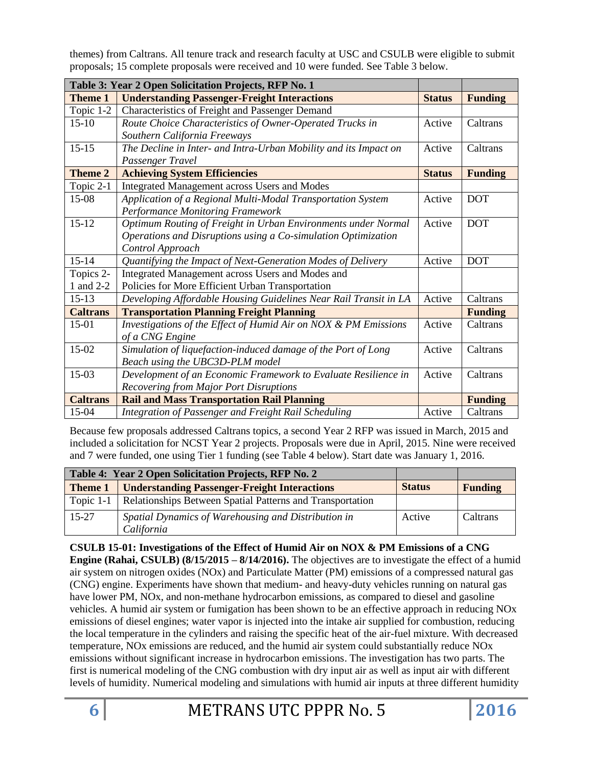themes) from Caltrans. All tenure track and research faculty at USC and CSULB were eligible to submit proposals; 15 complete proposals were received and 10 were funded. See Table 3 below.

| Table 3: Year 2 Open Solicitation Projects, RFP No. 1 | | | |
|---|---|---|---|
| **Theme 1** | **Understanding Passenger-Freight Interactions** | **Status** | **Funding** |
| Topic 1-2 | Characteristics of Freight and Passenger Demand | | |
| 15-10 | *Route Choice Characteristics of Owner-Operated Trucks in Southern California Freeways* | Active | Caltrans |
| 15-15 | *The Decline in Inter- and Intra-Urban Mobility and its Impact on Passenger Travel* | Active | Caltrans |
| **Theme 2** | **Achieving System Efficiencies** | **Status** | **Funding** |
| Topic 2-1 | Integrated Management across Users and Modes | | |
| 15-08 | *Application of a Regional Multi-Modal Transportation System Performance Monitoring Framework* | Active | DOT |
| 15-12 | *Optimum Routing of Freight in Urban Environments under Normal Operations and Disruptions using a Co-simulation Optimization Control Approach* | Active | DOT |
| 15-14 | *Quantifying the Impact of Next-Generation Modes of Delivery* | Active | DOT |
| Topics 2-1 and 2-2 | Integrated Management across Users and Modes and Policies for More Efficient Urban Transportation | | |
| 15-13 | *Developing Affordable Housing Guidelines Near Rail Transit in LA* | Active | Caltrans |
| **Caltrans** | **Transportation Planning Freight Planning** | | **Funding** |
| 15-01 | *Investigations of the Effect of Humid Air on NOX & PM Emissions of a CNG Engine* | Active | Caltrans |
| 15-02 | *Simulation of liquefaction-induced damage of the Port of Long Beach using the UBC3D-PLM model* | Active | Caltrans |
| 15-03 | *Development of an Economic Framework to Evaluate Resilience in Recovering from Major Port Disruptions* | Active | Caltrans |
| **Caltrans** | **Rail and Mass Transportation Rail Planning** | | **Funding** |
| 15-04 | *Integration of Passenger and Freight Rail Scheduling* | Active | Caltrans |

Because few proposals addressed Caltrans topics, a second Year 2 RFP was issued in March, 2015 and included a solicitation for NCST Year 2 projects. Proposals were due in April, 2015. Nine were received and 7 were funded, one using Tier 1 funding (see Table 4 below). Start date was January 1, 2016.

| Table 4: Year 2 Open Solicitation Projects, RFP No. 2 | | | |
|---|---|---|---|
| **Theme 1** | **Understanding Passenger-Freight Interactions** | **Status** | **Funding** |
| Topic 1-1 | Relationships Between Spatial Patterns and Transportation | | |
| 15-27 | *Spatial Dynamics of Warehousing and Distribution in California* | Active | Caltrans |

**CSULB 15-01: Investigations of the Effect of Humid Air on NOX & PM Emissions of a CNG Engine (Rahai, CSULB) (8/15/2015 – 8/14/2016).** The objectives are to investigate the effect of a humid air system on nitrogen oxides (NOx) and Particulate Matter (PM) emissions of a compressed natural gas (CNG) engine. Experiments have shown that medium- and heavy-duty vehicles running on natural gas have lower PM, NOx, and non-methane hydrocarbon emissions, as compared to diesel and gasoline vehicles. A humid air system or fumigation has been shown to be an effective approach in reducing NOx emissions of diesel engines; water vapor is injected into the intake air supplied for combustion, reducing the local temperature in the cylinders and raising the specific heat of the air-fuel mixture. With decreased temperature, NOx emissions are reduced, and the humid air system could substantially reduce NOx emissions without significant increase in hydrocarbon emissions. The investigation has two parts. The first is numerical modeling of the CNG combustion with dry input air as well as input air with different levels of humidity. Numerical modeling and simulations with humid air inputs at three different humidity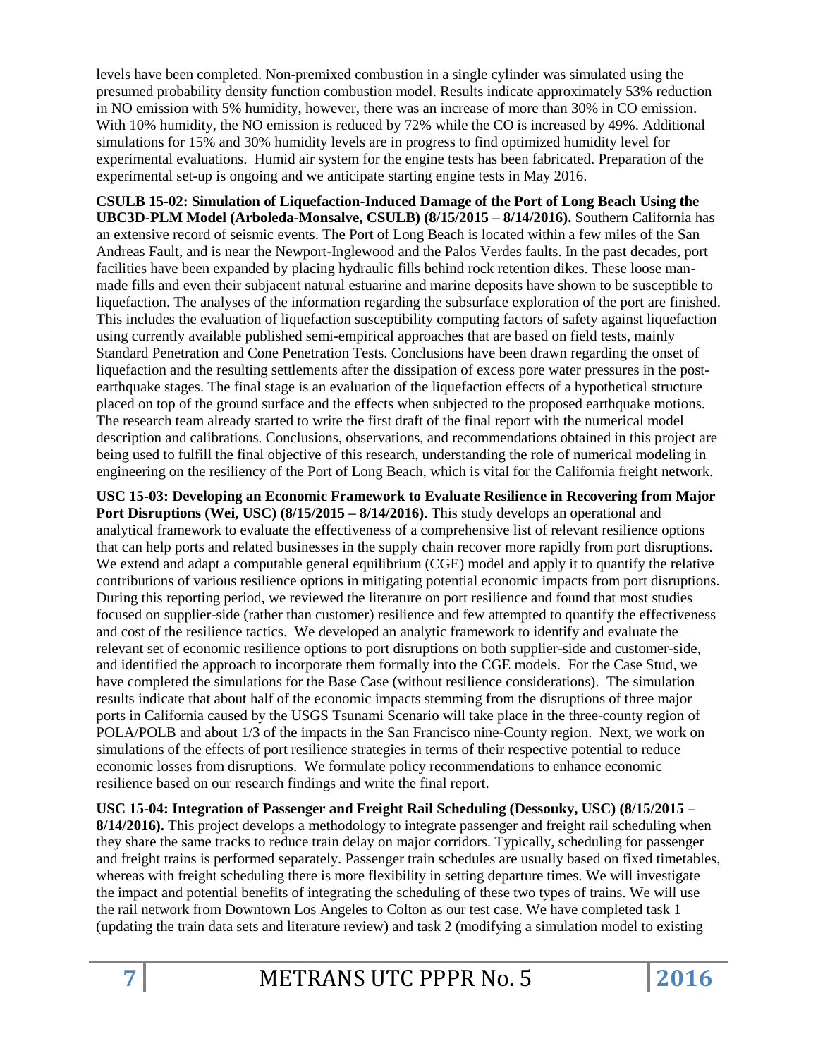levels have been completed. Non-premixed combustion in a single cylinder was simulated using the presumed probability density function combustion model. Results indicate approximately 53% reduction in NO emission with 5% humidity, however, there was an increase of more than 30% in CO emission. With 10% humidity, the NO emission is reduced by 72% while the CO is increased by 49%. Additional simulations for 15% and 30% humidity levels are in progress to find optimized humidity level for experimental evaluations. Humid air system for the engine tests has been fabricated. Preparation of the experimental set-up is ongoing and we anticipate starting engine tests in May 2016.

**CSULB 15-02: Simulation of Liquefaction-Induced Damage of the Port of Long Beach Using the UBC3D-PLM Model (Arboleda-Monsalve, CSULB) (8/15/2015 – 8/14/2016).** Southern California has an extensive record of seismic events. The Port of Long Beach is located within a few miles of the San Andreas Fault, and is near the Newport-Inglewood and the Palos Verdes faults. In the past decades, port facilities have been expanded by placing hydraulic fills behind rock retention dikes. These loose man-made fills and even their subjacent natural estuarine and marine deposits have shown to be susceptible to liquefaction. The analyses of the information regarding the subsurface exploration of the port are finished. This includes the evaluation of liquefaction susceptibility computing factors of safety against liquefaction using currently available published semi-empirical approaches that are based on field tests, mainly Standard Penetration and Cone Penetration Tests. Conclusions have been drawn regarding the onset of liquefaction and the resulting settlements after the dissipation of excess pore water pressures in the post-earthquake stages. The final stage is an evaluation of the liquefaction effects of a hypothetical structure placed on top of the ground surface and the effects when subjected to the proposed earthquake motions. The research team already started to write the first draft of the final report with the numerical model description and calibrations. Conclusions, observations, and recommendations obtained in this project are being used to fulfill the final objective of this research, understanding the role of numerical modeling in engineering on the resiliency of the Port of Long Beach, which is vital for the California freight network.

**USC 15-03: Developing an Economic Framework to Evaluate Resilience in Recovering from Major Port Disruptions (Wei, USC) (8/15/2015 – 8/14/2016).** This study develops an operational and analytical framework to evaluate the effectiveness of a comprehensive list of relevant resilience options that can help ports and related businesses in the supply chain recover more rapidly from port disruptions. We extend and adapt a computable general equilibrium (CGE) model and apply it to quantify the relative contributions of various resilience options in mitigating potential economic impacts from port disruptions. During this reporting period, we reviewed the literature on port resilience and found that most studies focused on supplier-side (rather than customer) resilience and few attempted to quantify the effectiveness and cost of the resilience tactics. We developed an analytic framework to identify and evaluate the relevant set of economic resilience options to port disruptions on both supplier-side and customer-side, and identified the approach to incorporate them formally into the CGE models. For the Case Stud, we have completed the simulations for the Base Case (without resilience considerations). The simulation results indicate that about half of the economic impacts stemming from the disruptions of three major ports in California caused by the USGS Tsunami Scenario will take place in the three-county region of POLA/POLB and about 1/3 of the impacts in the San Francisco nine-County region. Next, we work on simulations of the effects of port resilience strategies in terms of their respective potential to reduce economic losses from disruptions. We formulate policy recommendations to enhance economic resilience based on our research findings and write the final report.

**USC 15-04: Integration of Passenger and Freight Rail Scheduling (Dessouky, USC) (8/15/2015 – 8/14/2016).** This project develops a methodology to integrate passenger and freight rail scheduling when they share the same tracks to reduce train delay on major corridors. Typically, scheduling for passenger and freight trains is performed separately. Passenger train schedules are usually based on fixed timetables, whereas with freight scheduling there is more flexibility in setting departure times. We will investigate the impact and potential benefits of integrating the scheduling of these two types of trains. We will use the rail network from Downtown Los Angeles to Colton as our test case. We have completed task 1 (updating the train data sets and literature review) and task 2 (modifying a simulation model to existing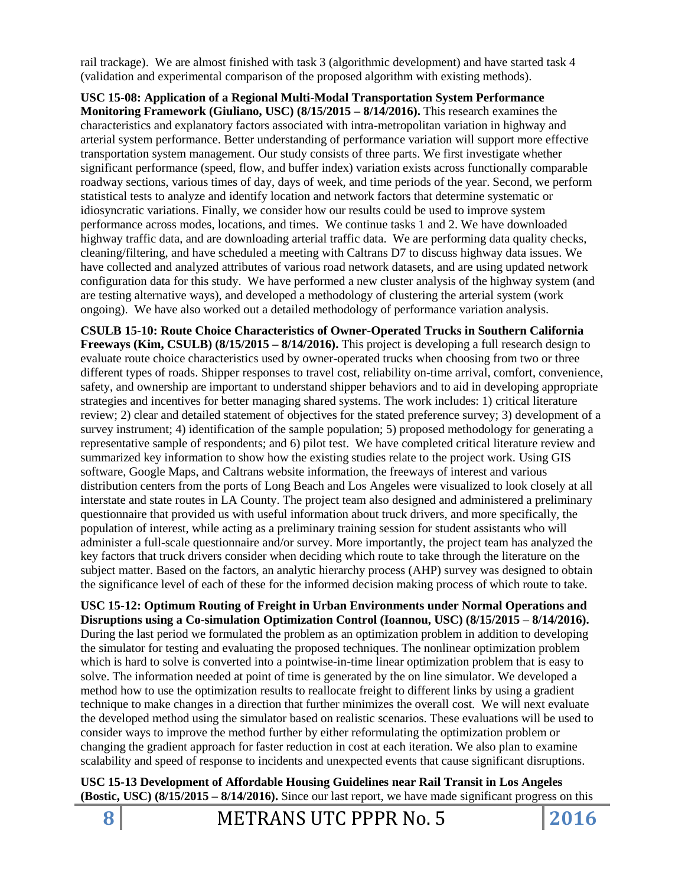rail trackage). We are almost finished with task 3 (algorithmic development) and have started task 4 (validation and experimental comparison of the proposed algorithm with existing methods).

**USC 15-08: Application of a Regional Multi-Modal Transportation System Performance Monitoring Framework (Giuliano, USC) (8/15/2015 – 8/14/2016).** This research examines the characteristics and explanatory factors associated with intra-metropolitan variation in highway and arterial system performance. Better understanding of performance variation will support more effective transportation system management. Our study consists of three parts. We first investigate whether significant performance (speed, flow, and buffer index) variation exists across functionally comparable roadway sections, various times of day, days of week, and time periods of the year. Second, we perform statistical tests to analyze and identify location and network factors that determine systematic or idiosyncratic variations. Finally, we consider how our results could be used to improve system performance across modes, locations, and times. We continue tasks 1 and 2. We have downloaded highway traffic data, and are downloading arterial traffic data. We are performing data quality checks, cleaning/filtering, and have scheduled a meeting with Caltrans D7 to discuss highway data issues. We have collected and analyzed attributes of various road network datasets, and are using updated network configuration data for this study. We have performed a new cluster analysis of the highway system (and are testing alternative ways), and developed a methodology of clustering the arterial system (work ongoing). We have also worked out a detailed methodology of performance variation analysis.

**CSULB 15-10: Route Choice Characteristics of Owner-Operated Trucks in Southern California Freeways (Kim, CSULB) (8/15/2015 – 8/14/2016).** This project is developing a full research design to evaluate route choice characteristics used by owner-operated trucks when choosing from two or three different types of roads. Shipper responses to travel cost, reliability on-time arrival, comfort, convenience, safety, and ownership are important to understand shipper behaviors and to aid in developing appropriate strategies and incentives for better managing shared systems. The work includes: 1) critical literature review; 2) clear and detailed statement of objectives for the stated preference survey; 3) development of a survey instrument; 4) identification of the sample population; 5) proposed methodology for generating a representative sample of respondents; and 6) pilot test. We have completed critical literature review and summarized key information to show how the existing studies relate to the project work. Using GIS software, Google Maps, and Caltrans website information, the freeways of interest and various distribution centers from the ports of Long Beach and Los Angeles were visualized to look closely at all interstate and state routes in LA County. The project team also designed and administered a preliminary questionnaire that provided us with useful information about truck drivers, and more specifically, the population of interest, while acting as a preliminary training session for student assistants who will administer a full-scale questionnaire and/or survey. More importantly, the project team has analyzed the key factors that truck drivers consider when deciding which route to take through the literature on the subject matter. Based on the factors, an analytic hierarchy process (AHP) survey was designed to obtain the significance level of each of these for the informed decision making process of which route to take.

**USC 15-12: Optimum Routing of Freight in Urban Environments under Normal Operations and Disruptions using a Co-simulation Optimization Control (Ioannou, USC) (8/15/2015 – 8/14/2016).** During the last period we formulated the problem as an optimization problem in addition to developing the simulator for testing and evaluating the proposed techniques. The nonlinear optimization problem which is hard to solve is converted into a pointwise-in-time linear optimization problem that is easy to solve. The information needed at point of time is generated by the on line simulator. We developed a method how to use the optimization results to reallocate freight to different links by using a gradient technique to make changes in a direction that further minimizes the overall cost. We will next evaluate the developed method using the simulator based on realistic scenarios. These evaluations will be used to consider ways to improve the method further by either reformulating the optimization problem or changing the gradient approach for faster reduction in cost at each iteration. We also plan to examine scalability and speed of response to incidents and unexpected events that cause significant disruptions.

**USC 15-13 Development of Affordable Housing Guidelines near Rail Transit in Los Angeles (Bostic, USC) (8/15/2015 – 8/14/2016).** Since our last report, we have made significant progress on this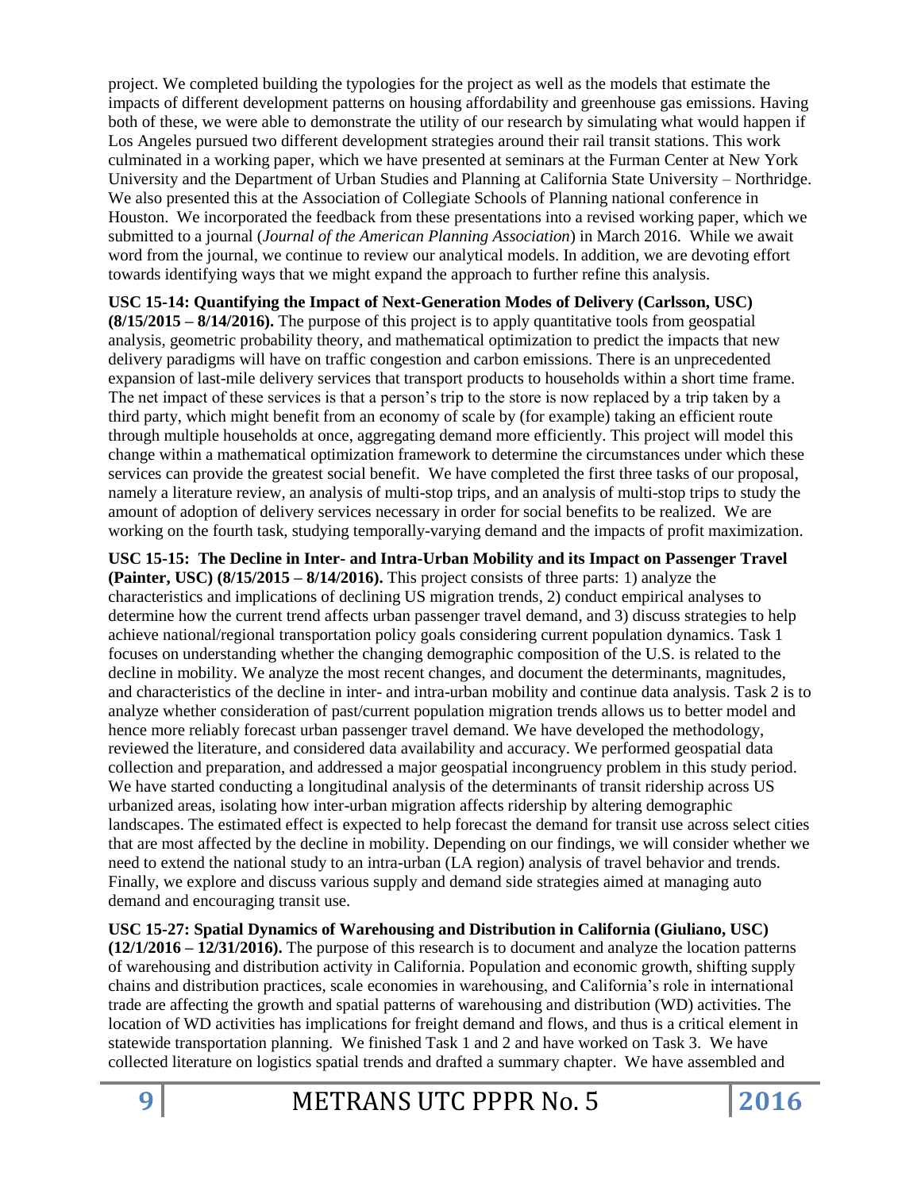project. We completed building the typologies for the project as well as the models that estimate the impacts of different development patterns on housing affordability and greenhouse gas emissions. Having both of these, we were able to demonstrate the utility of our research by simulating what would happen if Los Angeles pursued two different development strategies around their rail transit stations. This work culminated in a working paper, which we have presented at seminars at the Furman Center at New York University and the Department of Urban Studies and Planning at California State University – Northridge. We also presented this at the Association of Collegiate Schools of Planning national conference in Houston. We incorporated the feedback from these presentations into a revised working paper, which we submitted to a journal (*Journal of the American Planning Association*) in March 2016. While we await word from the journal, we continue to review our analytical models. In addition, we are devoting effort towards identifying ways that we might expand the approach to further refine this analysis.

**USC 15-14: Quantifying the Impact of Next-Generation Modes of Delivery (Carlsson, USC) (8/15/2015 – 8/14/2016).** The purpose of this project is to apply quantitative tools from geospatial analysis, geometric probability theory, and mathematical optimization to predict the impacts that new delivery paradigms will have on traffic congestion and carbon emissions. There is an unprecedented expansion of last-mile delivery services that transport products to households within a short time frame. The net impact of these services is that a person's trip to the store is now replaced by a trip taken by a third party, which might benefit from an economy of scale by (for example) taking an efficient route through multiple households at once, aggregating demand more efficiently. This project will model this change within a mathematical optimization framework to determine the circumstances under which these services can provide the greatest social benefit. We have completed the first three tasks of our proposal, namely a literature review, an analysis of multi-stop trips, and an analysis of multi-stop trips to study the amount of adoption of delivery services necessary in order for social benefits to be realized. We are working on the fourth task, studying temporally-varying demand and the impacts of profit maximization.

**USC 15-15: The Decline in Inter- and Intra-Urban Mobility and its Impact on Passenger Travel (Painter, USC) (8/15/2015 – 8/14/2016).** This project consists of three parts: 1) analyze the characteristics and implications of declining US migration trends, 2) conduct empirical analyses to determine how the current trend affects urban passenger travel demand, and 3) discuss strategies to help achieve national/regional transportation policy goals considering current population dynamics. Task 1 focuses on understanding whether the changing demographic composition of the U.S. is related to the decline in mobility. We analyze the most recent changes, and document the determinants, magnitudes, and characteristics of the decline in inter- and intra-urban mobility and continue data analysis. Task 2 is to analyze whether consideration of past/current population migration trends allows us to better model and hence more reliably forecast urban passenger travel demand. We have developed the methodology, reviewed the literature, and considered data availability and accuracy. We performed geospatial data collection and preparation, and addressed a major geospatial incongruency problem in this study period. We have started conducting a longitudinal analysis of the determinants of transit ridership across US urbanized areas, isolating how inter-urban migration affects ridership by altering demographic landscapes. The estimated effect is expected to help forecast the demand for transit use across select cities that are most affected by the decline in mobility. Depending on our findings, we will consider whether we need to extend the national study to an intra-urban (LA region) analysis of travel behavior and trends. Finally, we explore and discuss various supply and demand side strategies aimed at managing auto demand and encouraging transit use.

**USC 15-27: Spatial Dynamics of Warehousing and Distribution in California (Giuliano, USC) (12/1/2016 – 12/31/2016).** The purpose of this research is to document and analyze the location patterns of warehousing and distribution activity in California. Population and economic growth, shifting supply chains and distribution practices, scale economies in warehousing, and California's role in international trade are affecting the growth and spatial patterns of warehousing and distribution (WD) activities. The location of WD activities has implications for freight demand and flows, and thus is a critical element in statewide transportation planning. We finished Task 1 and 2 and have worked on Task 3. We have collected literature on logistics spatial trends and drafted a summary chapter. We have assembled and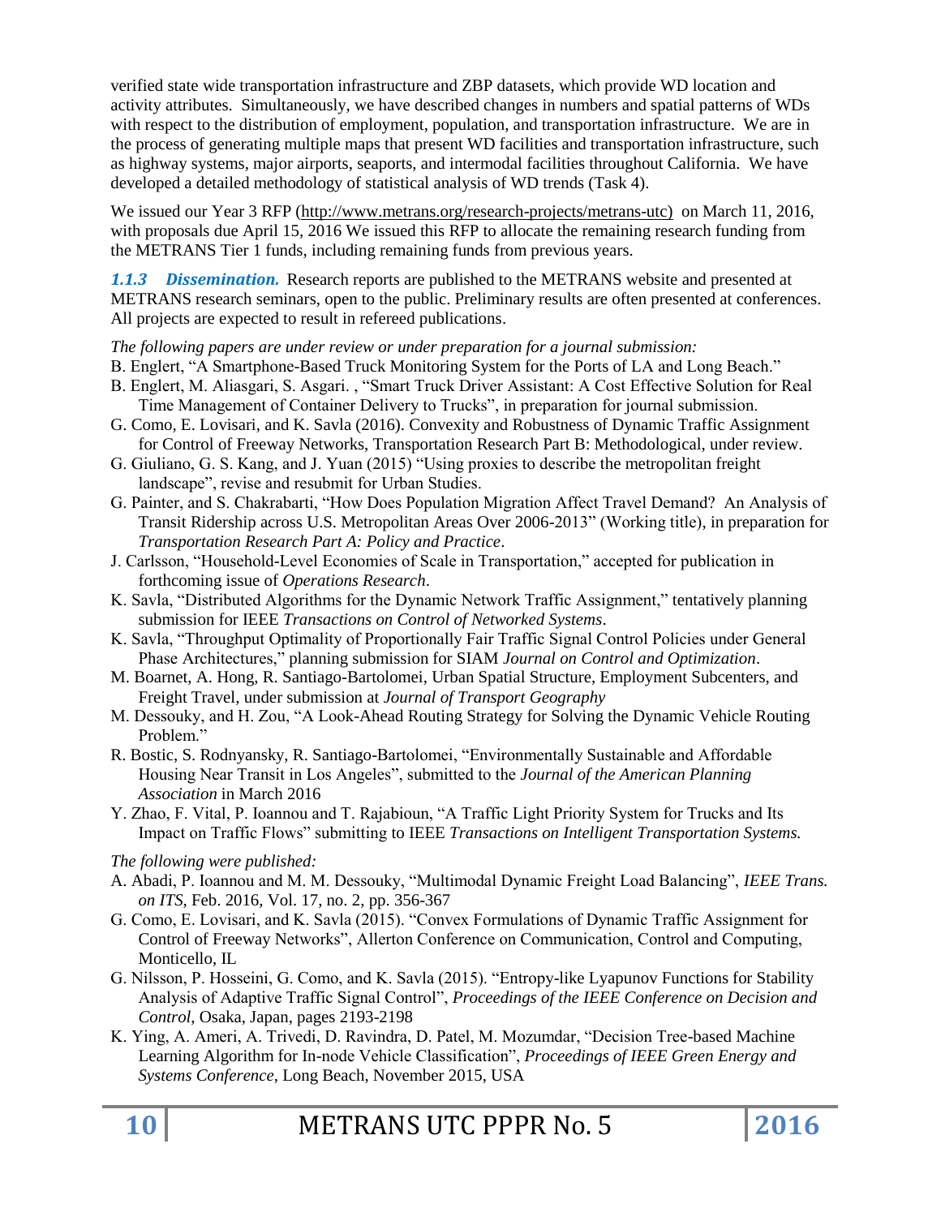verified state wide transportation infrastructure and ZBP datasets, which provide WD location and activity attributes. Simultaneously, we have described changes in numbers and spatial patterns of WDs with respect to the distribution of employment, population, and transportation infrastructure. We are in the process of generating multiple maps that present WD facilities and transportation infrastructure, such as highway systems, major airports, seaports, and intermodal facilities throughout California. We have developed a detailed methodology of statistical analysis of WD trends (Task 4).

We issued our Year 3 RFP (http://www.metrans.org/research-projects/metrans-utc) on March 11, 2016, with proposals due April 15, 2016 We issued this RFP to allocate the remaining research funding from the METRANS Tier 1 funds, including remaining funds from previous years.

***1.1.3 Dissemination.*** Research reports are published to the METRANS website and presented at METRANS research seminars, open to the public. Preliminary results are often presented at conferences. All projects are expected to result in refereed publications.

*The following papers are under review or under preparation for a journal submission:*

B. Englert, "A Smartphone-Based Truck Monitoring System for the Ports of LA and Long Beach."

B. Englert, M. Aliasgari, S. Asgari. , "Smart Truck Driver Assistant: A Cost Effective Solution for Real Time Management of Container Delivery to Trucks", in preparation for journal submission.

G. Como, E. Lovisari, and K. Savla (2016). Convexity and Robustness of Dynamic Traffic Assignment for Control of Freeway Networks, Transportation Research Part B: Methodological, under review.

G. Giuliano, G. S. Kang, and J. Yuan (2015) "Using proxies to describe the metropolitan freight landscape", revise and resubmit for Urban Studies.

G. Painter, and S. Chakrabarti, "How Does Population Migration Affect Travel Demand? An Analysis of Transit Ridership across U.S. Metropolitan Areas Over 2006-2013" (Working title), in preparation for *Transportation Research Part A: Policy and Practice*.

J. Carlsson, "Household-Level Economies of Scale in Transportation," accepted for publication in forthcoming issue of *Operations Research*.

K. Savla, "Distributed Algorithms for the Dynamic Network Traffic Assignment," tentatively planning submission for IEEE *Transactions on Control of Networked Systems*.

K. Savla, "Throughput Optimality of Proportionally Fair Traffic Signal Control Policies under General Phase Architectures," planning submission for SIAM *Journal on Control and Optimization*.

M. Boarnet, A. Hong, R. Santiago-Bartolomei, Urban Spatial Structure, Employment Subcenters, and Freight Travel, under submission at *Journal of Transport Geography*

M. Dessouky, and H. Zou, "A Look-Ahead Routing Strategy for Solving the Dynamic Vehicle Routing Problem."

R. Bostic, S. Rodnyansky, R. Santiago-Bartolomei, "Environmentally Sustainable and Affordable Housing Near Transit in Los Angeles", submitted to the *Journal of the American Planning Association* in March 2016

Y. Zhao, F. Vital, P. Ioannou and T. Rajabioun, "A Traffic Light Priority System for Trucks and Its Impact on Traffic Flows" submitting to IEEE *Transactions on Intelligent Transportation Systems.*

*The following were published:*

A. Abadi, P. Ioannou and M. M. Dessouky, "Multimodal Dynamic Freight Load Balancing", *IEEE Trans. on ITS*, Feb. 2016, Vol. 17, no. 2, pp. 356-367

G. Como, E. Lovisari, and K. Savla (2015). "Convex Formulations of Dynamic Traffic Assignment for Control of Freeway Networks", Allerton Conference on Communication, Control and Computing, Monticello, IL

G. Nilsson, P. Hosseini, G. Como, and K. Savla (2015). "Entropy-like Lyapunov Functions for Stability Analysis of Adaptive Traffic Signal Control", *Proceedings of the IEEE Conference on Decision and Control*, Osaka, Japan, pages 2193-2198

K. Ying, A. Ameri, A. Trivedi, D. Ravindra, D. Patel, M. Mozumdar, "Decision Tree-based Machine Learning Algorithm for In-node Vehicle Classification", *Proceedings of IEEE Green Energy and Systems Conference*, Long Beach, November 2015, USA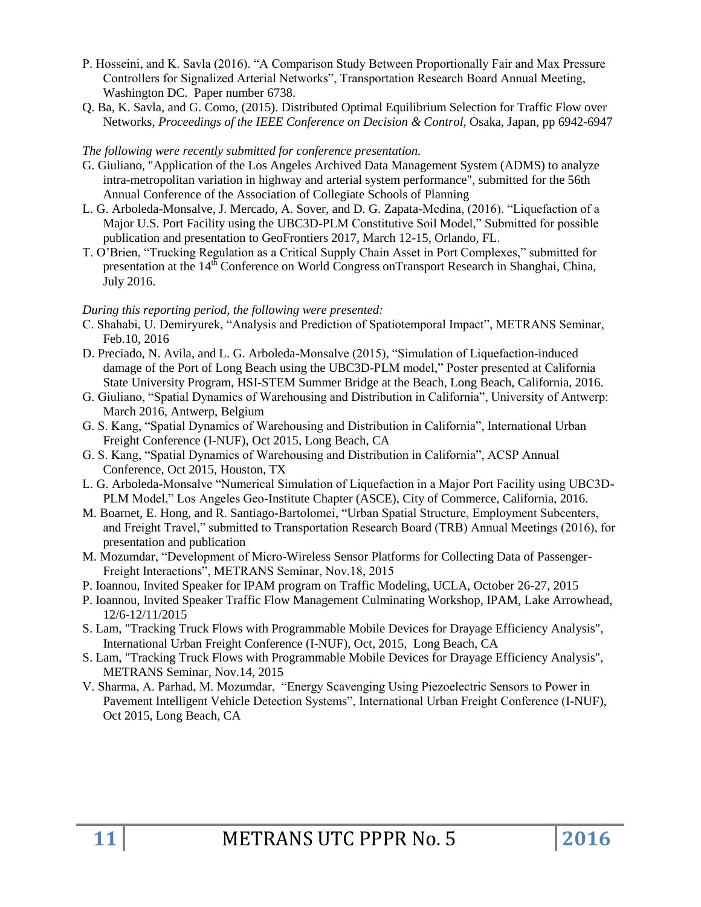P. Hosseini, and K. Savla (2016). "A Comparison Study Between Proportionally Fair and Max Pressure Controllers for Signalized Arterial Networks", Transportation Research Board Annual Meeting, Washington DC. Paper number 6738.

Q. Ba, K. Savla, and G. Como, (2015). Distributed Optimal Equilibrium Selection for Traffic Flow over Networks, *Proceedings of the IEEE Conference on Decision & Control*, Osaka, Japan, pp 6942-6947

*The following were recently submitted for conference presentation.*

G. Giuliano, "Application of the Los Angeles Archived Data Management System (ADMS) to analyze intra-metropolitan variation in highway and arterial system performance", submitted for the 56th Annual Conference of the Association of Collegiate Schools of Planning

L. G. Arboleda-Monsalve, J. Mercado, A. Sover, and D. G. Zapata-Medina, (2016). "Liquefaction of a Major U.S. Port Facility using the UBC3D-PLM Constitutive Soil Model," Submitted for possible publication and presentation to GeoFrontiers 2017, March 12-15, Orlando, FL.

T. O'Brien, "Trucking Regulation as a Critical Supply Chain Asset in Port Complexes," submitted for presentation at the 14th Conference on World Congress onTransport Research in Shanghai, China, July 2016.

*During this reporting period, the following were presented:*

C. Shahabi, U. Demiryurek, "Analysis and Prediction of Spatiotemporal Impact", METRANS Seminar, Feb.10, 2016

D. Preciado, N. Avila, and L. G. Arboleda-Monsalve (2015), "Simulation of Liquefaction-induced damage of the Port of Long Beach using the UBC3D-PLM model," Poster presented at California State University Program, HSI-STEM Summer Bridge at the Beach, Long Beach, California, 2016.

G. Giuliano, "Spatial Dynamics of Warehousing and Distribution in California", University of Antwerp: March 2016, Antwerp, Belgium

G. S. Kang, "Spatial Dynamics of Warehousing and Distribution in California", International Urban Freight Conference (I-NUF), Oct 2015, Long Beach, CA

G. S. Kang, "Spatial Dynamics of Warehousing and Distribution in California", ACSP Annual Conference, Oct 2015, Houston, TX

L. G. Arboleda-Monsalve "Numerical Simulation of Liquefaction in a Major Port Facility using UBC3D-PLM Model," Los Angeles Geo-Institute Chapter (ASCE), City of Commerce, California, 2016.

M. Boarnet, E. Hong, and R. Santiago-Bartolomei, "Urban Spatial Structure, Employment Subcenters, and Freight Travel," submitted to Transportation Research Board (TRB) Annual Meetings (2016), for presentation and publication

M. Mozumdar, "Development of Micro-Wireless Sensor Platforms for Collecting Data of Passenger-Freight Interactions", METRANS Seminar, Nov.18, 2015

P. Ioannou, Invited Speaker for IPAM program on Traffic Modeling, UCLA, October 26-27, 2015

P. Ioannou, Invited Speaker Traffic Flow Management Culminating Workshop, IPAM, Lake Arrowhead, 12/6-12/11/2015

S. Lam, "Tracking Truck Flows with Programmable Mobile Devices for Drayage Efficiency Analysis", International Urban Freight Conference (I-NUF), Oct, 2015, Long Beach, CA

S. Lam, "Tracking Truck Flows with Programmable Mobile Devices for Drayage Efficiency Analysis", METRANS Seminar, Nov.14, 2015

V. Sharma, A. Parhad, M. Mozumdar, "Energy Scavenging Using Piezoelectric Sensors to Power in Pavement Intelligent Vehicle Detection Systems", International Urban Freight Conference (I-NUF), Oct 2015, Long Beach, CA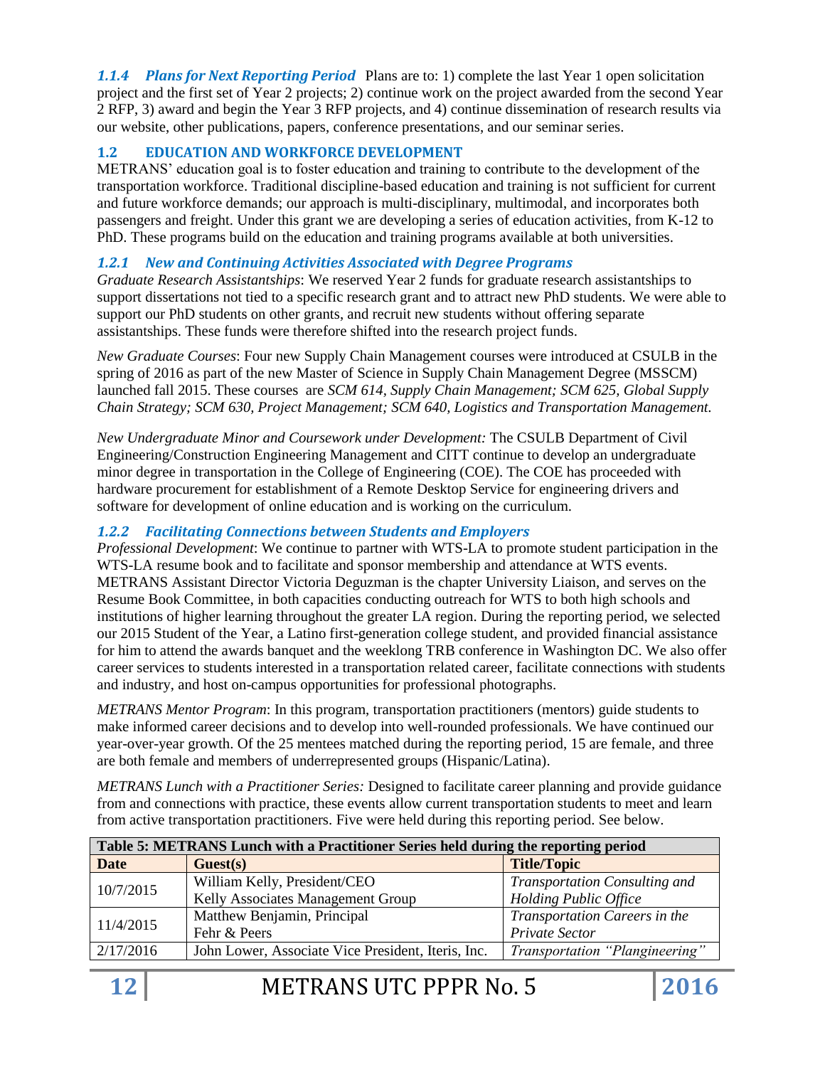### *1.1.4 Plans for Next Reporting Period*

Plans are to: 1) complete the last Year 1 open solicitation project and the first set of Year 2 projects; 2) continue work on the project awarded from the second Year 2 RFP, 3) award and begin the Year 3 RFP projects, and 4) continue dissemination of research results via our website, other publications, papers, conference presentations, and our seminar series.

## 1.2 EDUCATION AND WORKFORCE DEVELOPMENT

METRANS' education goal is to foster education and training to contribute to the development of the transportation workforce. Traditional discipline-based education and training is not sufficient for current and future workforce demands; our approach is multi-disciplinary, multimodal, and incorporates both passengers and freight. Under this grant we are developing a series of education activities, from K-12 to PhD. These programs build on the education and training programs available at both universities.

### *1.2.1 New and Continuing Activities Associated with Degree Programs*

*Graduate Research Assistantships*: We reserved Year 2 funds for graduate research assistantships to support dissertations not tied to a specific research grant and to attract new PhD students. We were able to support our PhD students on other grants, and recruit new students without offering separate assistantships. These funds were therefore shifted into the research project funds.

*New Graduate Courses*: Four new Supply Chain Management courses were introduced at CSULB in the spring of 2016 as part of the new Master of Science in Supply Chain Management Degree (MSSCM) launched fall 2015. These courses are *SCM 614, Supply Chain Management; SCM 625, Global Supply Chain Strategy; SCM 630, Project Management; SCM 640, Logistics and Transportation Management.*

*New Undergraduate Minor and Coursework under Development:* The CSULB Department of Civil Engineering/Construction Engineering Management and CITT continue to develop an undergraduate minor degree in transportation in the College of Engineering (COE). The COE has proceeded with hardware procurement for establishment of a Remote Desktop Service for engineering drivers and software for development of online education and is working on the curriculum.

### *1.2.2 Facilitating Connections between Students and Employers*

*Professional Development*: We continue to partner with WTS-LA to promote student participation in the WTS-LA resume book and to facilitate and sponsor membership and attendance at WTS events. METRANS Assistant Director Victoria Deguzman is the chapter University Liaison, and serves on the Resume Book Committee, in both capacities conducting outreach for WTS to both high schools and institutions of higher learning throughout the greater LA region. During the reporting period, we selected our 2015 Student of the Year, a Latino first-generation college student, and provided financial assistance for him to attend the awards banquet and the weeklong TRB conference in Washington DC. We also offer career services to students interested in a transportation related career, facilitate connections with students and industry, and host on-campus opportunities for professional photographs.

*METRANS Mentor Program*: In this program, transportation practitioners (mentors) guide students to make informed career decisions and to develop into well-rounded professionals. We have continued our year-over-year growth. Of the 25 mentees matched during the reporting period, 15 are female, and three are both female and members of underrepresented groups (Hispanic/Latina).

*METRANS Lunch with a Practitioner Series:* Designed to facilitate career planning and provide guidance from and connections with practice, these events allow current transportation students to meet and learn from active transportation practitioners. Five were held during this reporting period. See below.

**Table 5: METRANS Lunch with a Practitioner Series held during the reporting period**

| Date | Guest(s) | Title/Topic |
|---|---|---|
| 10/7/2015 | William Kelly, President/CEO<br>Kelly Associates Management Group | *Transportation Consulting and Holding Public Office* |
| 11/4/2015 | Matthew Benjamin, Principal<br>Fehr & Peers | *Transportation Careers in the Private Sector* |
| 2/17/2016 | John Lower, Associate Vice President, Iteris, Inc. | *Transportation "Plangineering"* |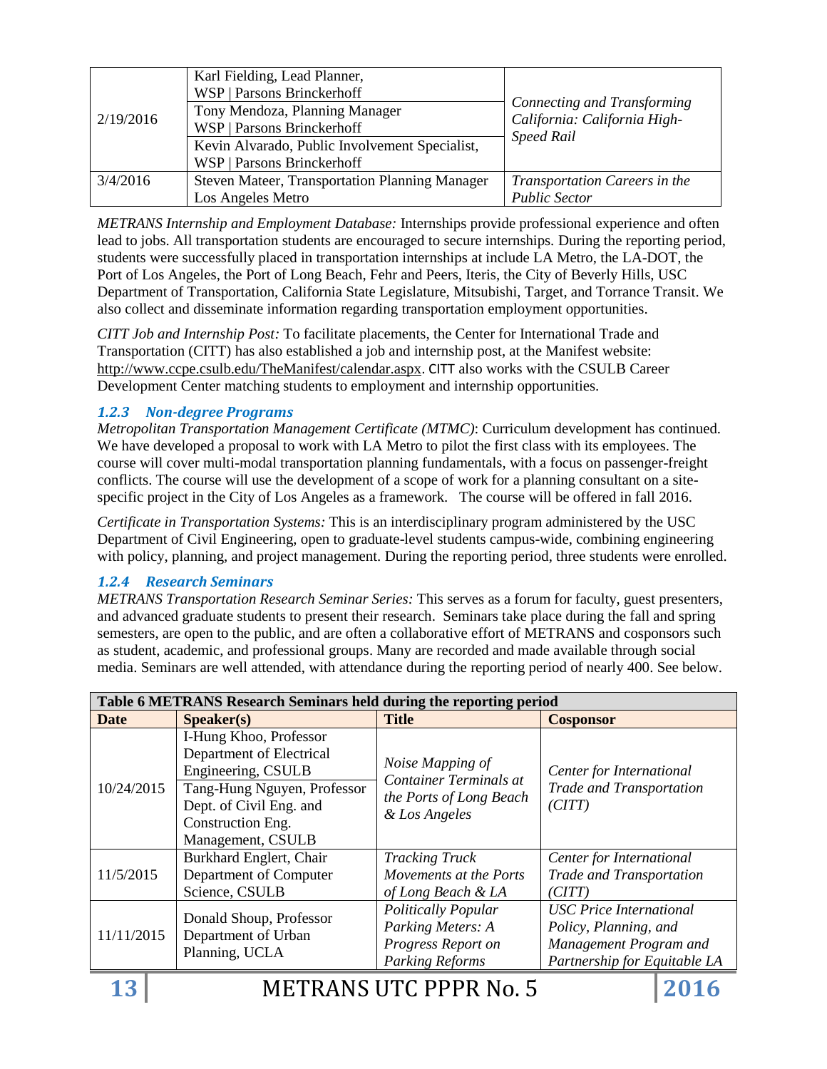| | | |
|---|---|---|
| 2/19/2016 | Karl Fielding, Lead Planner, WSP \| Parsons Brinckerhoff<br>Tony Mendoza, Planning Manager WSP \| Parsons Brinckerhoff<br>Kevin Alvarado, Public Involvement Specialist, WSP \| Parsons Brinckerhoff | *Connecting and Transforming California: California High-Speed Rail* |
| 3/4/2016 | Steven Mateer, Transportation Planning Manager Los Angeles Metro | *Transportation Careers in the Public Sector* |

*METRANS Internship and Employment Database:* Internships provide professional experience and often lead to jobs. All transportation students are encouraged to secure internships. During the reporting period, students were successfully placed in transportation internships at include LA Metro, the LA-DOT, the Port of Los Angeles, the Port of Long Beach, Fehr and Peers, Iteris, the City of Beverly Hills, USC Department of Transportation, California State Legislature, Mitsubishi, Target, and Torrance Transit. We also collect and disseminate information regarding transportation employment opportunities.

*CITT Job and Internship Post:* To facilitate placements, the Center for International Trade and Transportation (CITT) has also established a job and internship post, at the Manifest website: http://www.ccpe.csulb.edu/TheManifest/calendar.aspx. CITT also works with the CSULB Career Development Center matching students to employment and internship opportunities.

### 1.2.3 Non-degree Programs

*Metropolitan Transportation Management Certificate (MTMC)*: Curriculum development has continued. We have developed a proposal to work with LA Metro to pilot the first class with its employees. The course will cover multi-modal transportation planning fundamentals, with a focus on passenger-freight conflicts. The course will use the development of a scope of work for a planning consultant on a site-specific project in the City of Los Angeles as a framework. The course will be offered in fall 2016.

*Certificate in Transportation Systems:* This is an interdisciplinary program administered by the USC Department of Civil Engineering, open to graduate-level students campus-wide, combining engineering with policy, planning, and project management. During the reporting period, three students were enrolled.

### 1.2.4 Research Seminars

*METRANS Transportation Research Seminar Series:* This serves as a forum for faculty, guest presenters, and advanced graduate students to present their research. Seminars take place during the fall and spring semesters, are open to the public, and are often a collaborative effort of METRANS and cosponsors such as student, academic, and professional groups. Many are recorded and made available through social media. Seminars are well attended, with attendance during the reporting period of nearly 400. See below.

**Table 6 METRANS Research Seminars held during the reporting period**

| Date | Speaker(s) | Title | Cosponsor |
|---|---|---|---|
| 10/24/2015 | I-Hung Khoo, Professor Department of Electrical Engineering, CSULB<br>Tang-Hung Nguyen, Professor Dept. of Civil Eng. and Construction Eng. Management, CSULB | *Noise Mapping of Container Terminals at the Ports of Long Beach & Los Angeles* | *Center for International Trade and Transportation (CITT)* |
| 11/5/2015 | Burkhard Englert, Chair Department of Computer Science, CSULB | *Tracking Truck Movements at the Ports of Long Beach & LA* | *Center for International Trade and Transportation (CITT)* |
| 11/11/2015 | Donald Shoup, Professor Department of Urban Planning, UCLA | *Politically Popular Parking Meters: A Progress Report on Parking Reforms* | *USC Price International Policy, Planning, and Management Program and Partnership for Equitable LA* |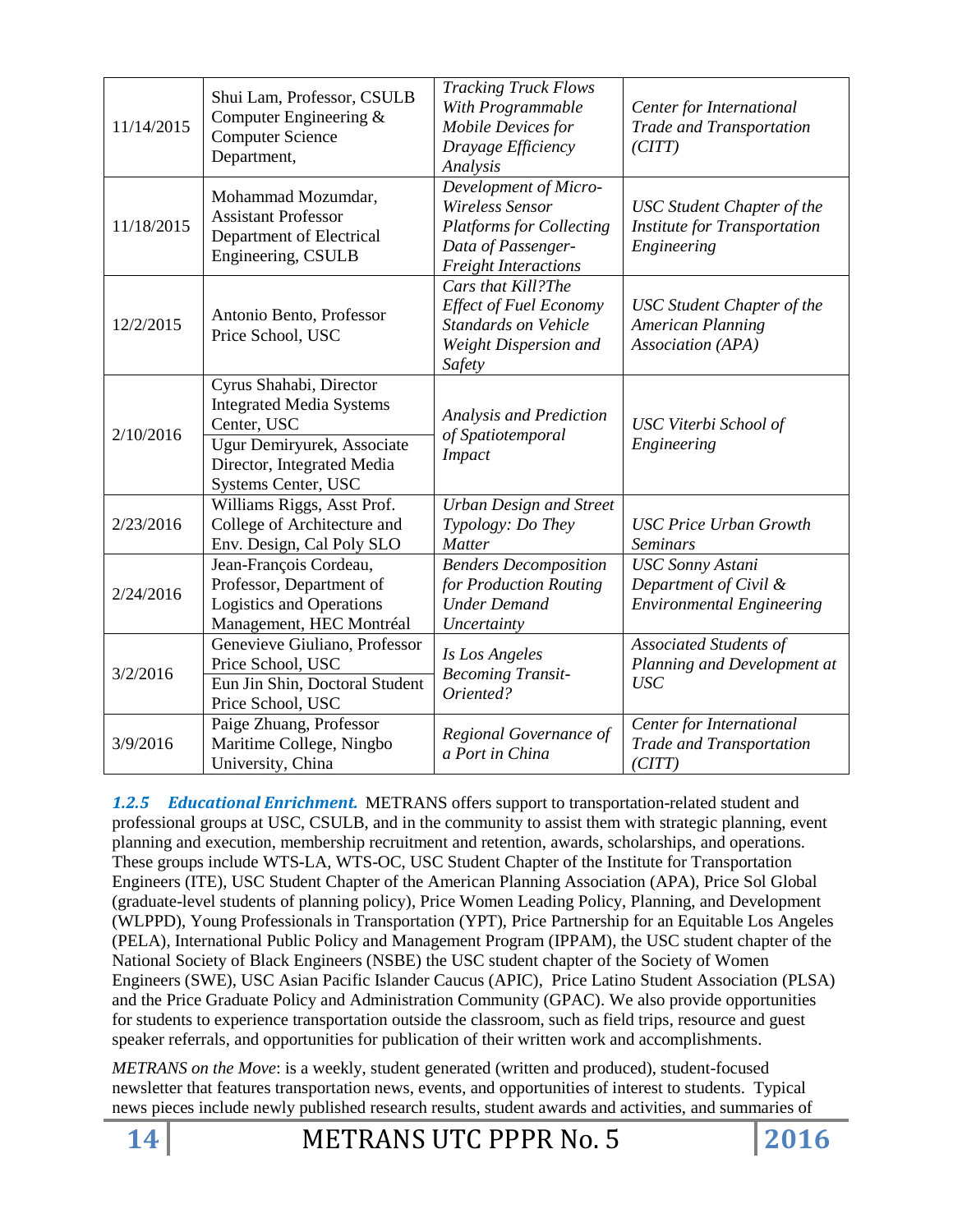| | | | |
|---|---|---|---|
| 11/14/2015 | Shui Lam, Professor, CSULB Computer Engineering & Computer Science Department, | *Tracking Truck Flows With Programmable Mobile Devices for Drayage Efficiency Analysis* | *Center for International Trade and Transportation (CITT)* |
| 11/18/2015 | Mohammad Mozumdar, Assistant Professor Department of Electrical Engineering, CSULB | *Development of Micro-Wireless Sensor Platforms for Collecting Data of Passenger-Freight Interactions* | *USC Student Chapter of the Institute for Transportation Engineering* |
| 12/2/2015 | Antonio Bento, Professor Price School, USC | *Cars that Kill?The Effect of Fuel Economy Standards on Vehicle Weight Dispersion and Safety* | *USC Student Chapter of the American Planning Association (APA)* |
| 2/10/2016 | Cyrus Shahabi, Director Integrated Media Systems Center, USC<br>Ugur Demiryurek, Associate Director, Integrated Media Systems Center, USC | *Analysis and Prediction of Spatiotemporal Impact* | *USC Viterbi School of Engineering* |
| 2/23/2016 | Williams Riggs, Asst Prof. College of Architecture and Env. Design, Cal Poly SLO | *Urban Design and Street Typology: Do They Matter* | *USC Price Urban Growth Seminars* |
| 2/24/2016 | Jean-François Cordeau, Professor, Department of Logistics and Operations Management, HEC Montréal | *Benders Decomposition for Production Routing Under Demand Uncertainty* | *USC Sonny Astani Department of Civil & Environmental Engineering* |
| 3/2/2016 | Genevieve Giuliano, Professor Price School, USC<br>Eun Jin Shin, Doctoral Student Price School, USC | *Is Los Angeles Becoming Transit-Oriented?* | *Associated Students of Planning and Development at USC* |
| 3/9/2016 | Paige Zhuang, Professor Maritime College, Ningbo University, China | *Regional Governance of a Port in China* | *Center for International Trade and Transportation (CITT)* |

***1.2.5 Educational Enrichment.*** METRANS offers support to transportation-related student and professional groups at USC, CSULB, and in the community to assist them with strategic planning, event planning and execution, membership recruitment and retention, awards, scholarships, and operations. These groups include WTS-LA, WTS-OC, USC Student Chapter of the Institute for Transportation Engineers (ITE), USC Student Chapter of the American Planning Association (APA), Price Sol Global (graduate-level students of planning policy), Price Women Leading Policy, Planning, and Development (WLPPD), Young Professionals in Transportation (YPT), Price Partnership for an Equitable Los Angeles (PELA), International Public Policy and Management Program (IPPAM), the USC student chapter of the National Society of Black Engineers (NSBE) the USC student chapter of the Society of Women Engineers (SWE), USC Asian Pacific Islander Caucus (APIC), Price Latino Student Association (PLSA) and the Price Graduate Policy and Administration Community (GPAC). We also provide opportunities for students to experience transportation outside the classroom, such as field trips, resource and guest speaker referrals, and opportunities for publication of their written work and accomplishments.

*METRANS on the Move*: is a weekly, student generated (written and produced), student-focused newsletter that features transportation news, events, and opportunities of interest to students. Typical news pieces include newly published research results, student awards and activities, and summaries of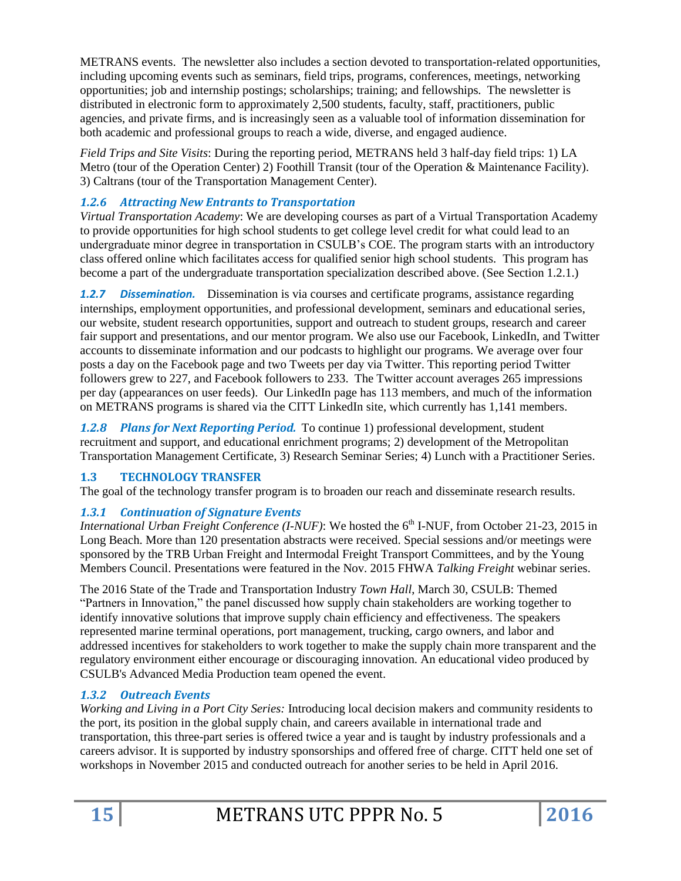METRANS events. The newsletter also includes a section devoted to transportation-related opportunities, including upcoming events such as seminars, field trips, programs, conferences, meetings, networking opportunities; job and internship postings; scholarships; training; and fellowships. The newsletter is distributed in electronic form to approximately 2,500 students, faculty, staff, practitioners, public agencies, and private firms, and is increasingly seen as a valuable tool of information dissemination for both academic and professional groups to reach a wide, diverse, and engaged audience.

*Field Trips and Site Visits*: During the reporting period, METRANS held 3 half-day field trips: 1) LA Metro (tour of the Operation Center) 2) Foothill Transit (tour of the Operation & Maintenance Facility). 3) Caltrans (tour of the Transportation Management Center).

### *1.2.6 Attracting New Entrants to Transportation*

*Virtual Transportation Academy*: We are developing courses as part of a Virtual Transportation Academy to provide opportunities for high school students to get college level credit for what could lead to an undergraduate minor degree in transportation in CSULB's COE. The program starts with an introductory class offered online which facilitates access for qualified senior high school students. This program has become a part of the undergraduate transportation specialization described above. (See Section 1.2.1.)

***1.2.7 Dissemination.*** Dissemination is via courses and certificate programs, assistance regarding internships, employment opportunities, and professional development, seminars and educational series, our website, student research opportunities, support and outreach to student groups, research and career fair support and presentations, and our mentor program. We also use our Facebook, LinkedIn, and Twitter accounts to disseminate information and our podcasts to highlight our programs. We average over four posts a day on the Facebook page and two Tweets per day via Twitter. This reporting period Twitter followers grew to 227, and Facebook followers to 233. The Twitter account averages 265 impressions per day (appearances on user feeds). Our LinkedIn page has 113 members, and much of the information on METRANS programs is shared via the CITT LinkedIn site, which currently has 1,141 members.

***1.2.8 Plans for Next Reporting Period.*** To continue 1) professional development, student recruitment and support, and educational enrichment programs; 2) development of the Metropolitan Transportation Management Certificate, 3) Research Seminar Series; 4) Lunch with a Practitioner Series.

## 1.3 TECHNOLOGY TRANSFER

The goal of the technology transfer program is to broaden our reach and disseminate research results.

### *1.3.1 Continuation of Signature Events*

*International Urban Freight Conference (I-NUF)*: We hosted the 6th I-NUF, from October 21-23, 2015 in Long Beach. More than 120 presentation abstracts were received. Special sessions and/or meetings were sponsored by the TRB Urban Freight and Intermodal Freight Transport Committees, and by the Young Members Council. Presentations were featured in the Nov. 2015 FHWA *Talking Freight* webinar series.

The 2016 State of the Trade and Transportation Industry *Town Hall*, March 30, CSULB: Themed "Partners in Innovation," the panel discussed how supply chain stakeholders are working together to identify innovative solutions that improve supply chain efficiency and effectiveness. The speakers represented marine terminal operations, port management, trucking, cargo owners, and labor and addressed incentives for stakeholders to work together to make the supply chain more transparent and the regulatory environment either encourage or discouraging innovation. An educational video produced by CSULB's Advanced Media Production team opened the event.

### *1.3.2 Outreach Events*

*Working and Living in a Port City Series:* Introducing local decision makers and community residents to the port, its position in the global supply chain, and careers available in international trade and transportation, this three-part series is offered twice a year and is taught by industry professionals and a careers advisor. It is supported by industry sponsorships and offered free of charge. CITT held one set of workshops in November 2015 and conducted outreach for another series to be held in April 2016.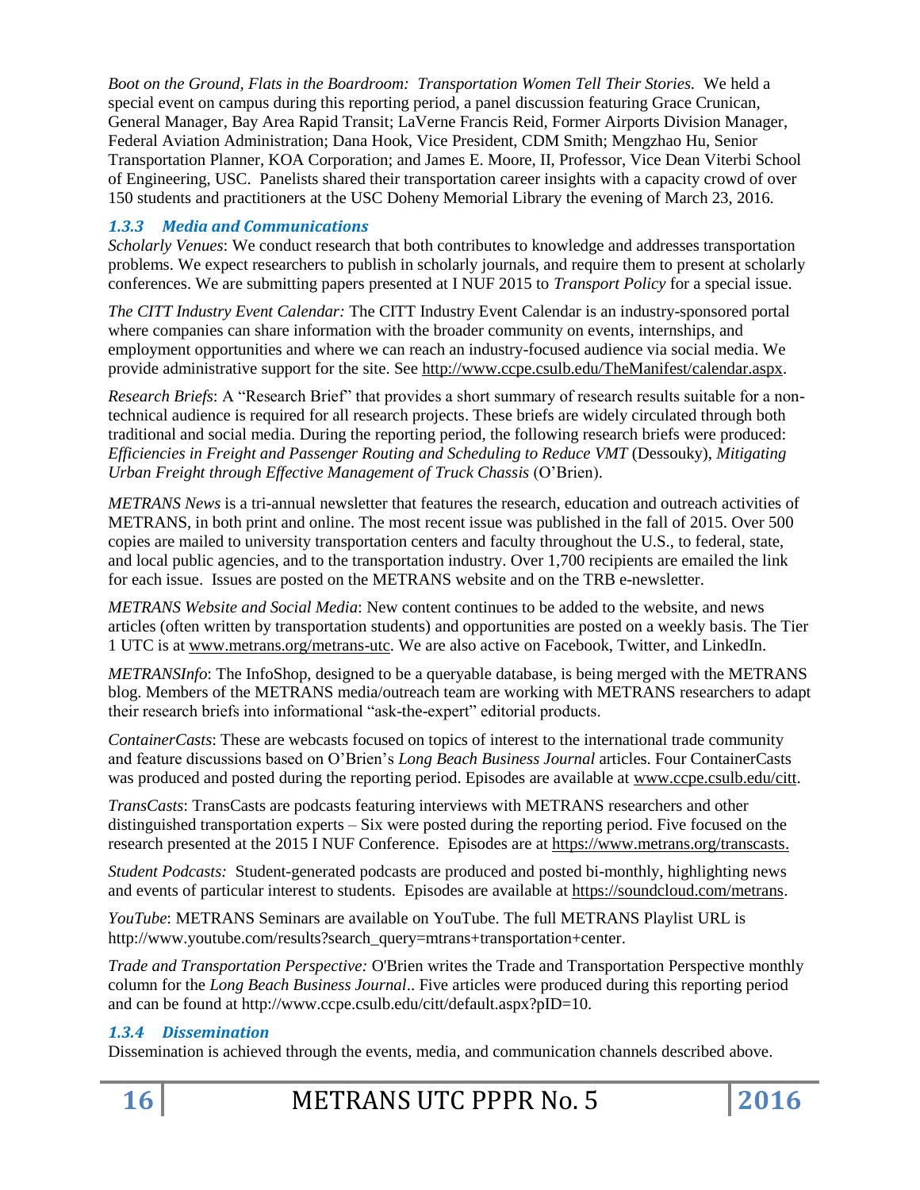*Boot on the Ground, Flats in the Boardroom: Transportation Women Tell Their Stories.* We held a special event on campus during this reporting period, a panel discussion featuring Grace Crunican, General Manager, Bay Area Rapid Transit; LaVerne Francis Reid, Former Airports Division Manager, Federal Aviation Administration; Dana Hook, Vice President, CDM Smith; Mengzhao Hu, Senior Transportation Planner, KOA Corporation; and James E. Moore, II, Professor, Vice Dean Viterbi School of Engineering, USC. Panelists shared their transportation career insights with a capacity crowd of over 150 students and practitioners at the USC Doheny Memorial Library the evening of March 23, 2016.

### *1.3.3 Media and Communications*

*Scholarly Venues*: We conduct research that both contributes to knowledge and addresses transportation problems. We expect researchers to publish in scholarly journals, and require them to present at scholarly conferences. We are submitting papers presented at I NUF 2015 to *Transport Policy* for a special issue.

*The CITT Industry Event Calendar:* The CITT Industry Event Calendar is an industry-sponsored portal where companies can share information with the broader community on events, internships, and employment opportunities and where we can reach an industry-focused audience via social media. We provide administrative support for the site. See http://www.ccpe.csulb.edu/TheManifest/calendar.aspx.

*Research Briefs*: A "Research Brief" that provides a short summary of research results suitable for a non-technical audience is required for all research projects. These briefs are widely circulated through both traditional and social media. During the reporting period, the following research briefs were produced: *Efficiencies in Freight and Passenger Routing and Scheduling to Reduce VMT* (Dessouky), *Mitigating Urban Freight through Effective Management of Truck Chassis* (O'Brien).

*METRANS News* is a tri-annual newsletter that features the research, education and outreach activities of METRANS, in both print and online. The most recent issue was published in the fall of 2015. Over 500 copies are mailed to university transportation centers and faculty throughout the U.S., to federal, state, and local public agencies, and to the transportation industry. Over 1,700 recipients are emailed the link for each issue. Issues are posted on the METRANS website and on the TRB e-newsletter.

*METRANS Website and Social Media*: New content continues to be added to the website, and news articles (often written by transportation students) and opportunities are posted on a weekly basis. The Tier 1 UTC is at www.metrans.org/metrans-utc. We are also active on Facebook, Twitter, and LinkedIn.

*METRANSInfo*: The InfoShop, designed to be a queryable database, is being merged with the METRANS blog. Members of the METRANS media/outreach team are working with METRANS researchers to adapt their research briefs into informational "ask-the-expert" editorial products.

*ContainerCasts*: These are webcasts focused on topics of interest to the international trade community and feature discussions based on O'Brien's *Long Beach Business Journal* articles. Four ContainerCasts was produced and posted during the reporting period. Episodes are available at www.ccpe.csulb.edu/citt.

*TransCasts*: TransCasts are podcasts featuring interviews with METRANS researchers and other distinguished transportation experts – Six were posted during the reporting period. Five focused on the research presented at the 2015 I NUF Conference. Episodes are at https://www.metrans.org/transcasts.

*Student Podcasts:* Student-generated podcasts are produced and posted bi-monthly, highlighting news and events of particular interest to students. Episodes are available at https://soundcloud.com/metrans.

*YouTube*: METRANS Seminars are available on YouTube. The full METRANS Playlist URL is http://www.youtube.com/results?search_query=mtrans+transportation+center.

*Trade and Transportation Perspective:* O'Brien writes the Trade and Transportation Perspective monthly column for the *Long Beach Business Journal*.. Five articles were produced during this reporting period and can be found at http://www.ccpe.csulb.edu/citt/default.aspx?pID=10.

### *1.3.4 Dissemination*

Dissemination is achieved through the events, media, and communication channels described above.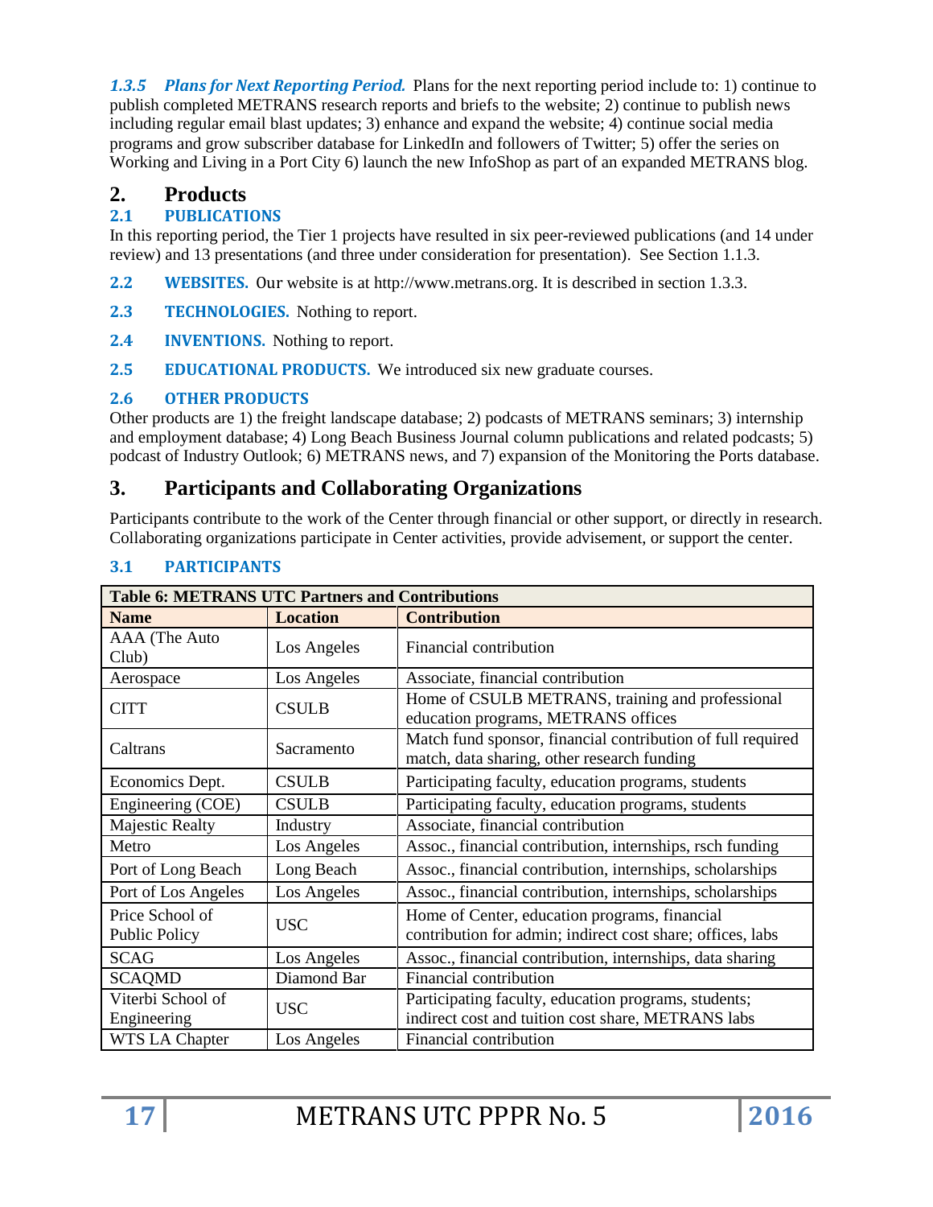***1.3.5 Plans for Next Reporting Period.*** Plans for the next reporting period include to: 1) continue to publish completed METRANS research reports and briefs to the website; 2) continue to publish news including regular email blast updates; 3) enhance and expand the website; 4) continue social media programs and grow subscriber database for LinkedIn and followers of Twitter; 5) offer the series on Working and Living in a Port City 6) launch the new InfoShop as part of an expanded METRANS blog.

# 2. Products

## 2.1 PUBLICATIONS

In this reporting period, the Tier 1 projects have resulted in six peer-reviewed publications (and 14 under review) and 13 presentations (and three under consideration for presentation). See Section 1.1.3.

**2.2 WEBSITES.** Our website is at http://www.metrans.org. It is described in section 1.3.3.

**2.3 TECHNOLOGIES.** Nothing to report.

**2.4 INVENTIONS.** Nothing to report.

**2.5 EDUCATIONAL PRODUCTS.** We introduced six new graduate courses.

## 2.6 OTHER PRODUCTS

Other products are 1) the freight landscape database; 2) podcasts of METRANS seminars; 3) internship and employment database; 4) Long Beach Business Journal column publications and related podcasts; 5) podcast of Industry Outlook; 6) METRANS news, and 7) expansion of the Monitoring the Ports database.

# 3. Participants and Collaborating Organizations

Participants contribute to the work of the Center through financial or other support, or directly in research. Collaborating organizations participate in Center activities, provide advisement, or support the center.

## 3.1 PARTICIPANTS

**Table 6: METRANS UTC Partners and Contributions**

| Name | Location | Contribution |
|---|---|---|
| AAA (The Auto Club) | Los Angeles | Financial contribution |
| Aerospace | Los Angeles | Associate, financial contribution |
| CITT | CSULB | Home of CSULB METRANS, training and professional education programs, METRANS offices |
| Caltrans | Sacramento | Match fund sponsor, financial contribution of full required match, data sharing, other research funding |
| Economics Dept. | CSULB | Participating faculty, education programs, students |
| Engineering (COE) | CSULB | Participating faculty, education programs, students |
| Majestic Realty | Industry | Associate, financial contribution |
| Metro | Los Angeles | Assoc., financial contribution, internships, rsch funding |
| Port of Long Beach | Long Beach | Assoc., financial contribution, internships, scholarships |
| Port of Los Angeles | Los Angeles | Assoc., financial contribution, internships, scholarships |
| Price School of Public Policy | USC | Home of Center, education programs, financial contribution for admin; indirect cost share; offices, labs |
| SCAG | Los Angeles | Assoc., financial contribution, internships, data sharing |
| SCAQMD | Diamond Bar | Financial contribution |
| Viterbi School of Engineering | USC | Participating faculty, education programs, students; indirect cost and tuition cost share, METRANS labs |
| WTS LA Chapter | Los Angeles | Financial contribution |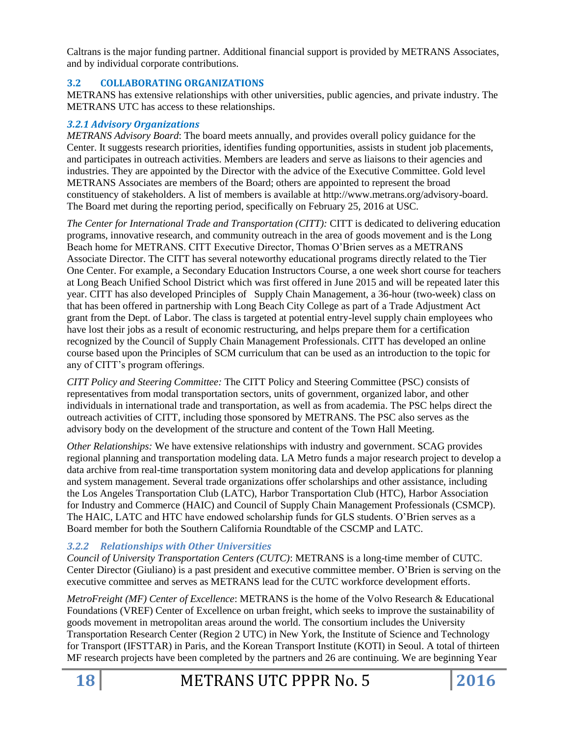Caltrans is the major funding partner. Additional financial support is provided by METRANS Associates, and by individual corporate contributions.

## 3.2 COLLABORATING ORGANIZATIONS

METRANS has extensive relationships with other universities, public agencies, and private industry. The METRANS UTC has access to these relationships.

### *3.2.1 Advisory Organizations*

*METRANS Advisory Board*: The board meets annually, and provides overall policy guidance for the Center. It suggests research priorities, identifies funding opportunities, assists in student job placements, and participates in outreach activities. Members are leaders and serve as liaisons to their agencies and industries. They are appointed by the Director with the advice of the Executive Committee. Gold level METRANS Associates are members of the Board; others are appointed to represent the broad constituency of stakeholders. A list of members is available at http://www.metrans.org/advisory-board. The Board met during the reporting period, specifically on February 25, 2016 at USC.

*The Center for International Trade and Transportation (CITT):* CITT is dedicated to delivering education programs, innovative research, and community outreach in the area of goods movement and is the Long Beach home for METRANS. CITT Executive Director, Thomas O'Brien serves as a METRANS Associate Director. The CITT has several noteworthy educational programs directly related to the Tier One Center. For example, a Secondary Education Instructors Course, a one week short course for teachers at Long Beach Unified School District which was first offered in June 2015 and will be repeated later this year. CITT has also developed Principles of Supply Chain Management, a 36-hour (two-week) class on that has been offered in partnership with Long Beach City College as part of a Trade Adjustment Act grant from the Dept. of Labor. The class is targeted at potential entry-level supply chain employees who have lost their jobs as a result of economic restructuring, and helps prepare them for a certification recognized by the Council of Supply Chain Management Professionals. CITT has developed an online course based upon the Principles of SCM curriculum that can be used as an introduction to the topic for any of CITT's program offerings.

*CITT Policy and Steering Committee:* The CITT Policy and Steering Committee (PSC) consists of representatives from modal transportation sectors, units of government, organized labor, and other individuals in international trade and transportation, as well as from academia. The PSC helps direct the outreach activities of CITT, including those sponsored by METRANS. The PSC also serves as the advisory body on the development of the structure and content of the Town Hall Meeting.

*Other Relationships:* We have extensive relationships with industry and government. SCAG provides regional planning and transportation modeling data. LA Metro funds a major research project to develop a data archive from real-time transportation system monitoring data and develop applications for planning and system management. Several trade organizations offer scholarships and other assistance, including the Los Angeles Transportation Club (LATC), Harbor Transportation Club (HTC), Harbor Association for Industry and Commerce (HAIC) and Council of Supply Chain Management Professionals (CSMCP). The HAIC, LATC and HTC have endowed scholarship funds for GLS students. O'Brien serves as a Board member for both the Southern California Roundtable of the CSCMP and LATC.

### *3.2.2 Relationships with Other Universities*

*Council of University Transportation Centers (CUTC)*: METRANS is a long-time member of CUTC. Center Director (Giuliano) is a past president and executive committee member. O'Brien is serving on the executive committee and serves as METRANS lead for the CUTC workforce development efforts.

*MetroFreight (MF) Center of Excellence*: METRANS is the home of the Volvo Research & Educational Foundations (VREF) Center of Excellence on urban freight, which seeks to improve the sustainability of goods movement in metropolitan areas around the world. The consortium includes the University Transportation Research Center (Region 2 UTC) in New York, the Institute of Science and Technology for Transport (IFSTTAR) in Paris, and the Korean Transport Institute (KOTI) in Seoul. A total of thirteen MF research projects have been completed by the partners and 26 are continuing. We are beginning Year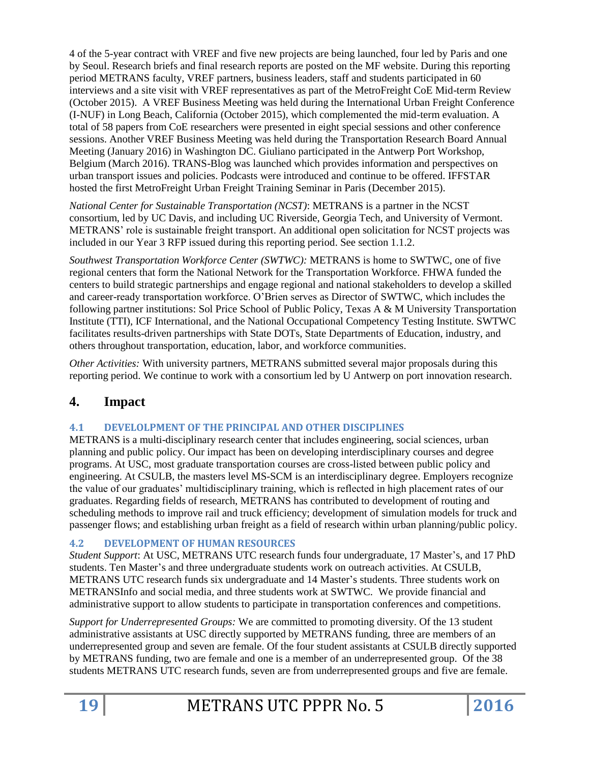4 of the 5-year contract with VREF and five new projects are being launched, four led by Paris and one by Seoul. Research briefs and final research reports are posted on the MF website. During this reporting period METRANS faculty, VREF partners, business leaders, staff and students participated in 60 interviews and a site visit with VREF representatives as part of the MetroFreight CoE Mid-term Review (October 2015). A VREF Business Meeting was held during the International Urban Freight Conference (I-NUF) in Long Beach, California (October 2015), which complemented the mid-term evaluation. A total of 58 papers from CoE researchers were presented in eight special sessions and other conference sessions. Another VREF Business Meeting was held during the Transportation Research Board Annual Meeting (January 2016) in Washington DC. Giuliano participated in the Antwerp Port Workshop, Belgium (March 2016). TRANS-Blog was launched which provides information and perspectives on urban transport issues and policies. Podcasts were introduced and continue to be offered. IFFSTAR hosted the first MetroFreight Urban Freight Training Seminar in Paris (December 2015).

*National Center for Sustainable Transportation (NCST)*: METRANS is a partner in the NCST consortium, led by UC Davis, and including UC Riverside, Georgia Tech, and University of Vermont. METRANS' role is sustainable freight transport. An additional open solicitation for NCST projects was included in our Year 3 RFP issued during this reporting period. See section 1.1.2.

*Southwest Transportation Workforce Center (SWTWC):* METRANS is home to SWTWC, one of five regional centers that form the National Network for the Transportation Workforce. FHWA funded the centers to build strategic partnerships and engage regional and national stakeholders to develop a skilled and career-ready transportation workforce. O'Brien serves as Director of SWTWC, which includes the following partner institutions: Sol Price School of Public Policy, Texas A & M University Transportation Institute (TTI), ICF International, and the National Occupational Competency Testing Institute. SWTWC facilitates results-driven partnerships with State DOTs, State Departments of Education, industry, and others throughout transportation, education, labor, and workforce communities.

*Other Activities:* With university partners, METRANS submitted several major proposals during this reporting period. We continue to work with a consortium led by U Antwerp on port innovation research.

# 4. Impact

## 4.1 DEVELOLPMENT OF THE PRINCIPAL AND OTHER DISCIPLINES

METRANS is a multi-disciplinary research center that includes engineering, social sciences, urban planning and public policy. Our impact has been on developing interdisciplinary courses and degree programs. At USC, most graduate transportation courses are cross-listed between public policy and engineering. At CSULB, the masters level MS-SCM is an interdisciplinary degree. Employers recognize the value of our graduates' multidisciplinary training, which is reflected in high placement rates of our graduates. Regarding fields of research, METRANS has contributed to development of routing and scheduling methods to improve rail and truck efficiency; development of simulation models for truck and passenger flows; and establishing urban freight as a field of research within urban planning/public policy.

## 4.2 DEVELOPMENT OF HUMAN RESOURCES

*Student Support*: At USC, METRANS UTC research funds four undergraduate, 17 Master's, and 17 PhD students. Ten Master's and three undergraduate students work on outreach activities. At CSULB, METRANS UTC research funds six undergraduate and 14 Master's students. Three students work on METRANSInfo and social media, and three students work at SWTWC. We provide financial and administrative support to allow students to participate in transportation conferences and competitions.

*Support for Underrepresented Groups:* We are committed to promoting diversity. Of the 13 student administrative assistants at USC directly supported by METRANS funding, three are members of an underrepresented group and seven are female. Of the four student assistants at CSULB directly supported by METRANS funding, two are female and one is a member of an underrepresented group. Of the 38 students METRANS UTC research funds, seven are from underrepresented groups and five are female.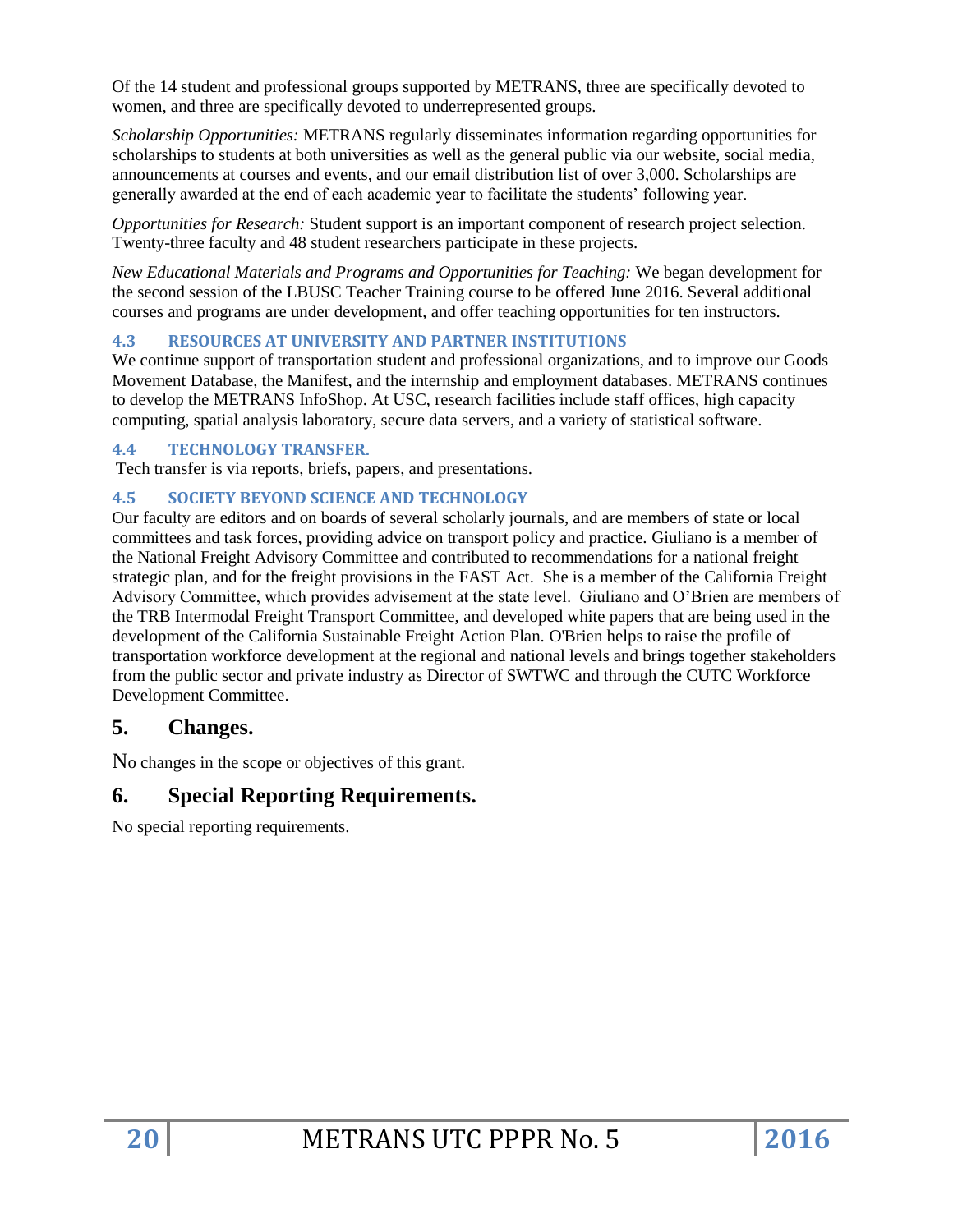Of the 14 student and professional groups supported by METRANS, three are specifically devoted to women, and three are specifically devoted to underrepresented groups.

*Scholarship Opportunities:* METRANS regularly disseminates information regarding opportunities for scholarships to students at both universities as well as the general public via our website, social media, announcements at courses and events, and our email distribution list of over 3,000. Scholarships are generally awarded at the end of each academic year to facilitate the students' following year.

*Opportunities for Research:* Student support is an important component of research project selection. Twenty-three faculty and 48 student researchers participate in these projects.

*New Educational Materials and Programs and Opportunities for Teaching:* We began development for the second session of the LBUSC Teacher Training course to be offered June 2016. Several additional courses and programs are under development, and offer teaching opportunities for ten instructors.

### 4.3 RESOURCES AT UNIVERSITY AND PARTNER INSTITUTIONS

We continue support of transportation student and professional organizations, and to improve our Goods Movement Database, the Manifest, and the internship and employment databases. METRANS continues to develop the METRANS InfoShop. At USC, research facilities include staff offices, high capacity computing, spatial analysis laboratory, secure data servers, and a variety of statistical software.

### 4.4 TECHNOLOGY TRANSFER.

Tech transfer is via reports, briefs, papers, and presentations.

### 4.5 SOCIETY BEYOND SCIENCE AND TECHNOLOGY

Our faculty are editors and on boards of several scholarly journals, and are members of state or local committees and task forces, providing advice on transport policy and practice. Giuliano is a member of the National Freight Advisory Committee and contributed to recommendations for a national freight strategic plan, and for the freight provisions in the FAST Act. She is a member of the California Freight Advisory Committee, which provides advisement at the state level. Giuliano and O'Brien are members of the TRB Intermodal Freight Transport Committee, and developed white papers that are being used in the development of the California Sustainable Freight Action Plan. O'Brien helps to raise the profile of transportation workforce development at the regional and national levels and brings together stakeholders from the public sector and private industry as Director of SWTWC and through the CUTC Workforce Development Committee.

## 5. Changes.

No changes in the scope or objectives of this grant.

## 6. Special Reporting Requirements.

No special reporting requirements.